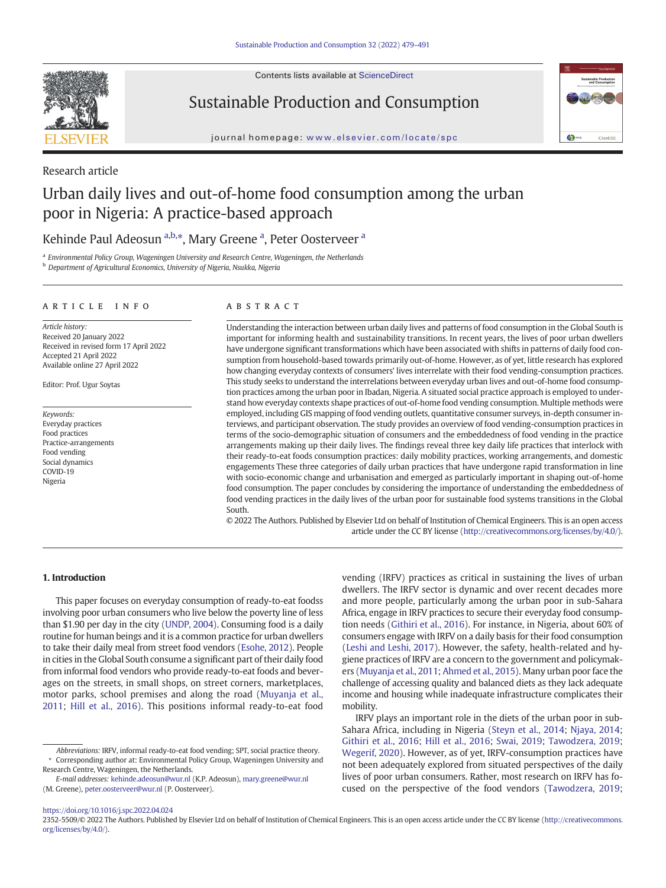Research article

# Urban daily lives and out-of-home food consumption among the urban poor in Nigeria: A practice-based approach

Kehinde Paul Adeosun [a,b,*], Mary Greene [a], Peter Oosterveer [a]

[a] Environmental Policy Group, Wageningen University and Research Centre, Wageningen, the Netherlands
[b] Department of Agricultural Economics, University of Nigeria, Nsukka, Nigeria

## ARTICLE INFO

*Article history:*
Received 20 January 2022
Received in revised form 17 April 2022
Accepted 21 April 2022
Available online 27 April 2022

Editor: Prof. Ugur Soytas

*Keywords:*
Everyday practices
Food practices
Practice-arrangements
Food vending
Social dynamics
COVID-19
Nigeria

## ABSTRACT

Understanding the interaction between urban daily lives and patterns of food consumption in the Global South is important for informing health and sustainability transitions. In recent years, the lives of poor urban dwellers have undergone significant transformations which have been associated with shifts in patterns of daily food consumption from household-based towards primarily out-of-home. However, as of yet, little research has explored how changing everyday contexts of consumers' lives interrelate with their food vending-consumption practices. This study seeks to understand the interrelations between everyday urban lives and out-of-home food consumption practices among the urban poor in Ibadan, Nigeria. A situated social practice approach is employed to understand how everyday contexts shape practices of out-of-home food vending consumption. Multiple methods were employed, including GIS mapping of food vending outlets, quantitative consumer surveys, in-depth consumer interviews, and participant observation. The study provides an overview of food vending-consumption practices in terms of the socio-demographic situation of consumers and the embeddedness of food vending in the practice arrangements making up their daily lives. The findings reveal three key daily life practices that interlock with their ready-to-eat foods consumption practices: daily mobility practices, working arrangements, and domestic engagements These three categories of daily urban practices that have undergone rapid transformation in line with socio-economic change and urbanisation and emerged as particularly important in shaping out-of-home food consumption. The paper concludes by considering the importance of understanding the embeddedness of food vending practices in the daily lives of the urban poor for sustainable food systems transitions in the Global South.

© 2022 The Authors. Published by Elsevier Ltd on behalf of Institution of Chemical Engineers. This is an open access article under the CC BY license (http://creativecommons.org/licenses/by/4.0/).

## 1. Introduction

This paper focuses on everyday consumption of ready-to-eat foodss involving poor urban consumers who live below the poverty line of less than $1.90 per day in the city (UNDP, 2004). Consuming food is a daily routine for human beings and it is a common practice for urban dwellers to take their daily meal from street food vendors (Esohe, 2012). People in cities in the Global South consume a significant part of their daily food from informal food vendors who provide ready-to-eat foods and beverages on the streets, in small shops, on street corners, marketplaces, motor parks, school premises and along the road (Muyanja et al., 2011; Hill et al., 2016). This positions informal ready-to-eat food vending (IRFV) practices as critical in sustaining the lives of urban dwellers. The IRFV sector is dynamic and over recent decades more and more people, particularly among the urban poor in sub-Sahara Africa, engage in IRFV practices to secure their everyday food consumption needs (Githiri et al., 2016). For instance, in Nigeria, about 60% of consumers engage with IRFV on a daily basis for their food consumption (Leshi and Leshi, 2017). However, the safety, health-related and hygiene practices of IRFV are a concern to the government and policymakers (Muyanja et al., 2011; Ahmed et al., 2015). Many urban poor face the challenge of accessing quality and balanced diets as they lack adequate income and housing while inadequate infrastructure complicates their mobility.

IRFV plays an important role in the diets of the urban poor in sub-Sahara Africa, including in Nigeria (Steyn et al., 2014; Njaya, 2014; Githiri et al., 2016; Hill et al., 2016; Swai, 2019; Tawodzera, 2019; Wegerif, 2020). However, as of yet, IRFV-consumption practices have not been adequately explored from situated perspectives of the daily lives of poor urban consumers. Rather, most research on IRFV has focused on the perspective of the food vendors (Tawodzera, 2019;

*Abbreviations:* IRFV, informal ready-to-eat food vending; SPT, social practice theory.
\* Corresponding author at: Environmental Policy Group, Wageningen University and Research Centre, Wageningen, the Netherlands.
*E-mail addresses:* kehinde.adeosun@wur.nl (K.P. Adeosun), mary.greene@wur.nl (M. Greene), peter.oosterveer@wur.nl (P. Oosterveer).

https://doi.org/10.1016/j.spc.2022.04.024
2352-5509/© 2022 The Authors. Published by Elsevier Ltd on behalf of Institution of Chemical Engineers. This is an open access article under the CC BY license (http://creativecommons.org/licenses/by/4.0/).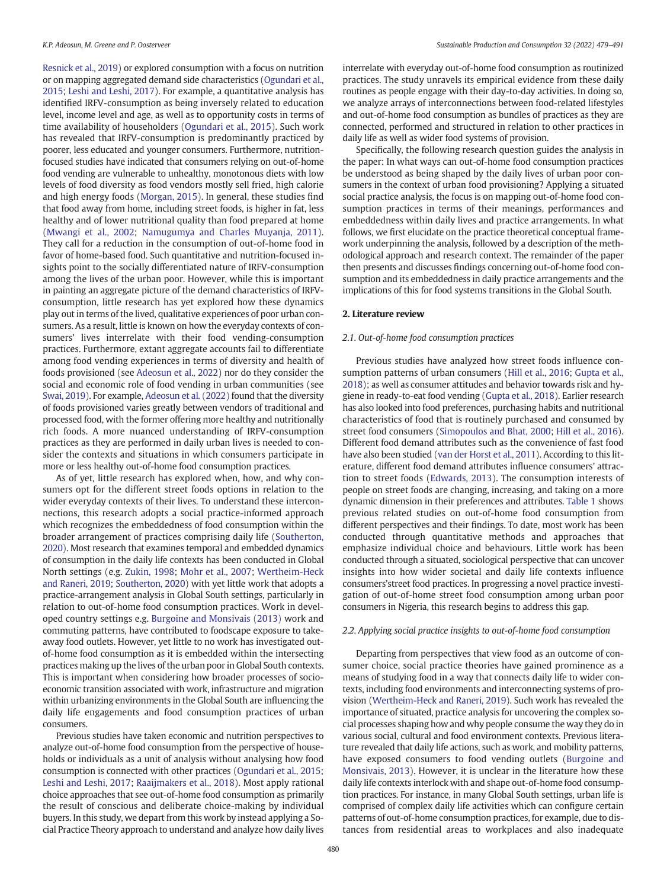Resnick et al., 2019) or explored consumption with a focus on nutrition or on mapping aggregated demand side characteristics (Ogundari et al., 2015; Leshi and Leshi, 2017). For example, a quantitative analysis has identified IRFV-consumption as being inversely related to education level, income level and age, as well as to opportunity costs in terms of time availability of householders (Ogundari et al., 2015). Such work has revealed that IRFV-consumption is predominantly practiced by poorer, less educated and younger consumers. Furthermore, nutrition-focused studies have indicated that consumers relying on out-of-home food vending are vulnerable to unhealthy, monotonous diets with low levels of food diversity as food vendors mostly sell fried, high calorie and high energy foods (Morgan, 2015). In general, these studies find that food away from home, including street foods, is higher in fat, less healthy and of lower nutritional quality than food prepared at home (Mwangi et al., 2002; Namugumya and Charles Muyanja, 2011). They call for a reduction in the consumption of out-of-home food in favor of home-based food. Such quantitative and nutrition-focused insights point to the socially differentiated nature of IRFV-consumption among the lives of the urban poor. However, while this is important in painting an aggregate picture of the demand characteristics of IRFV-consumption, little research has yet explored how these dynamics play out in terms of the lived, qualitative experiences of poor urban consumers. As a result, little is known on how the everyday contexts of consumers' lives interrelate with their food vending-consumption practices. Furthermore, extant aggregate accounts fail to differentiate among food vending experiences in terms of diversity and health of foods provisioned (see Adeosun et al., 2022) nor do they consider the social and economic role of food vending in urban communities (see Swai, 2019). For example, Adeosun et al. (2022) found that the diversity of foods provisioned varies greatly between vendors of traditional and processed food, with the former offering more healthy and nutritionally rich foods. A more nuanced understanding of IRFV-consumption practices as they are performed in daily urban lives is needed to consider the contexts and situations in which consumers participate in more or less healthy out-of-home food consumption practices.

As of yet, little research has explored when, how, and why consumers opt for the different street foods options in relation to the wider everyday contexts of their lives. To understand these interconnections, this research adopts a social practice-informed approach which recognizes the embeddedness of food consumption within the broader arrangement of practices comprising daily life (Southerton, 2020). Most research that examines temporal and embedded dynamics of consumption in the daily life contexts has been conducted in Global North settings (e.g. Zukin, 1998; Mohr et al., 2007; Wertheim-Heck and Raneri, 2019; Southerton, 2020) with yet little work that adopts a practice-arrangement analysis in Global South settings, particularly in relation to out-of-home food consumption practices. Work in developed country settings e.g. Burgoine and Monsivais (2013) work and commuting patterns, have contributed to foodscape exposure to take-away food outlets. However, yet little to no work has investigated out-of-home food consumption as it is embedded within the intersecting practices making up the lives of the urban poor in Global South contexts. This is important when considering how broader processes of socio-economic transition associated with work, infrastructure and migration within urbanizing environments in the Global South are influencing the daily life engagements and food consumption practices of urban consumers.

Previous studies have taken economic and nutrition perspectives to analyze out-of-home food consumption from the perspective of households or individuals as a unit of analysis without analysing how food consumption is connected with other practices (Ogundari et al., 2015; Leshi and Leshi, 2017; Raaijmakers et al., 2018). Most apply rational choice approaches that see out-of-home food consumption as primarily the result of conscious and deliberate choice-making by individual buyers. In this study, we depart from this work by instead applying a Social Practice Theory approach to understand and analyze how daily lives interrelate with everyday out-of-home food consumption as routinized practices. The study unravels its empirical evidence from these daily routines as people engage with their day-to-day activities. In doing so, we analyze arrays of interconnections between food-related lifestyles and out-of-home food consumption as bundles of practices as they are connected, performed and structured in relation to other practices in daily life as well as wider food systems of provision.

Specifically, the following research question guides the analysis in the paper: In what ways can out-of-home food consumption practices be understood as being shaped by the daily lives of urban poor consumers in the context of urban food provisioning? Applying a situated social practice analysis, the focus is on mapping out-of-home food consumption practices in terms of their meanings, performances and embeddedness within daily lives and practice arrangements. In what follows, we first elucidate on the practice theoretical conceptual framework underpinning the analysis, followed by a description of the methodological approach and research context. The remainder of the paper then presents and discusses findings concerning out-of-home food consumption and its embeddedness in daily practice arrangements and the implications of this for food systems transitions in the Global South.

## 2. Literature review

### 2.1. Out-of-home food consumption practices

Previous studies have analyzed how street foods influence consumption patterns of urban consumers (Hill et al., 2016; Gupta et al., 2018); as well as consumer attitudes and behavior towards risk and hygiene in ready-to-eat food vending (Gupta et al., 2018). Earlier research has also looked into food preferences, purchasing habits and nutritional characteristics of food that is routinely purchased and consumed by street food consumers (Simopoulos and Bhat, 2000; Hill et al., 2016). Different food demand attributes such as the convenience of fast food have also been studied (van der Horst et al., 2011). According to this literature, different food demand attributes influence consumers' attraction to street foods (Edwards, 2013). The consumption interests of people on street foods are changing, increasing, and taking on a more dynamic dimension in their preferences and attributes. Table 1 shows previous related studies on out-of-home food consumption from different perspectives and their findings. To date, most work has been conducted through quantitative methods and approaches that emphasize individual choice and behaviours. Little work has been conducted through a situated, sociological perspective that can uncover insights into how wider societal and daily life contexts influence consumers'street food practices. In progressing a novel practice investigation of out-of-home street food consumption among urban poor consumers in Nigeria, this research begins to address this gap.

### 2.2. Applying social practice insights to out-of-home food consumption

Departing from perspectives that view food as an outcome of consumer choice, social practice theories have gained prominence as a means of studying food in a way that connects daily life to wider contexts, including food environments and interconnecting systems of provision (Wertheim-Heck and Raneri, 2019). Such work has revealed the importance of situated, practice analysis for uncovering the complex social processes shaping how and why people consume the way they do in various social, cultural and food environment contexts. Previous literature revealed that daily life actions, such as work, and mobility patterns, have exposed consumers to food vending outlets (Burgoine and Monsivais, 2013). However, it is unclear in the literature how these daily life contexts interlock with and shape out-of-home food consumption practices. For instance, in many Global South settings, urban life is comprised of complex daily life activities which can configure certain patterns of out-of-home consumption practices, for example, due to distances from residential areas to workplaces and also inadequate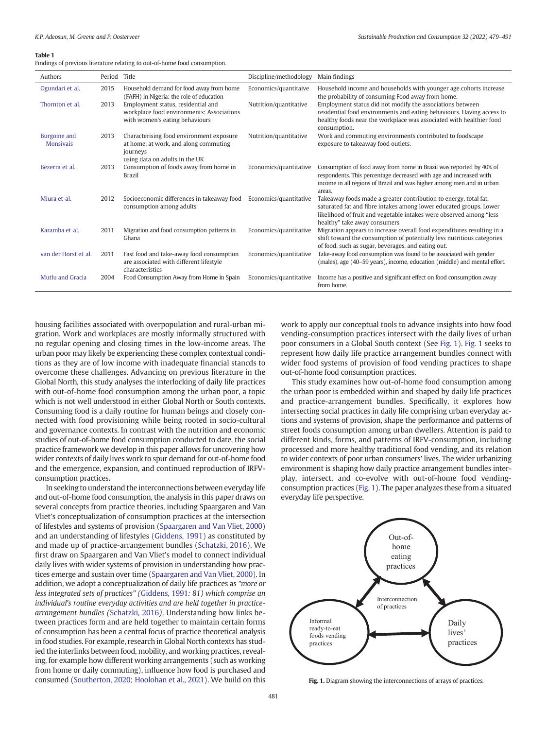**Table 1**

Findings of previous literature relating to out-of-home food consumption.

| Authors | Period | Title | Discipline/methodology | Main findings |
|---|---|---|---|---|
| Ogundari et al. | 2015 | Household demand for food away from home (FAFH) in Nigeria: the role of education | Economics/quantitaive | Household income and households with younger age cohorts increase the probability of consuming Food away from home. |
| Thornton et al. | 2013 | Employment status, residential and workplace food environments: Associations with women's eating behaviours | Nutrition/quantitative | Employment status did not modify the associations between residential food environments and eating behaviours. Having access to healthy foods near the workplace was associated with healthier food consumption. |
| Burgoine and Monsivais | 2013 | Characterising food environment exposure at home, at work, and along commuting journeys using data on adults in the UK | Nutrition/quantitative | Work and commuting environments contributed to foodscape exposure to takeaway food outlets. |
| Bezerra et al. | 2013 | Consumption of foods away from home in Brazil | Economics/quantitative | Consumption of food away from home in Brazil was reported by 40% of respondents. This percentage decreased with age and increased with income in all regions of Brazil and was higher among men and in urban areas. |
| Miura et al. | 2012 | Socioeconomic differences in takeaway food consumption among adults | Economics/quantitative | Takeaway foods made a greater contribution to energy, total fat, saturated fat and fibre intakes among lower educated groups. Lower likelihood of fruit and vegetable intakes were observed among "less healthy" take away consumers |
| Karamba et al. | 2011 | Migration and food consumption patterns in Ghana | Economics/quantitative | Migration appears to increase overall food expenditures resulting in a shift toward the consumption of potentially less nutritious categories of food, such as sugar, beverages, and eating out. |
| van der Horst et al. | 2011 | Fast food and take-away food consumption are associated with different lifestyle characteristics | Economics/quantitative | Take-away food consumption was found to be associated with gender (males), age (40–59 years), income, education (middle) and mental effort. |
| Mutlu and Gracia | 2004 | Food Consumption Away from Home in Spain | Economics/quantitative | Income has a positive and significant effect on food consumption away from home. |

housing facilities associated with overpopulation and rural-urban migration. Work and workplaces are mostly informally structured with no regular opening and closing times in the low-income areas. The urban poor may likely be experiencing these complex contextual conditions as they are of low income with inadequate financial stancds to overcome these challenges. Advancing on previous literature in the Global North, this study analyses the interlocking of daily life practices with out-of-home food consumption among the urban poor, a topic which is not well understood in either Global North or South contexts. Consuming food is a daily routine for human beings and closely connected with food provisioning while being rooted in socio-cultural and governance contexts. In contrast with the nutrition and economic studies of out-of-home food consumption conducted to date, the social practice framework we develop in this paper allows for uncovering how wider contexts of daily lives work to spur demand for out-of-home food and the emergence, expansion, and continued reproduction of IRFV-consumption practices.

In seeking to understand the interconnections between everyday life and out-of-home food consumption, the analysis in this paper draws on several concepts from practice theories, including Spaargaren and Van Vliet's conceptualization of consumption practices at the intersection of lifestyles and systems of provision (Spaargaren and Van Vliet, 2000) and an understanding of lifestyles (Giddens, 1991) as constituted by and made up of practice-arrangement bundles (Schatzki, 2016). We first draw on Spaargaren and Van Vliet's model to connect individual daily lives with wider systems of provision in understanding how practices emerge and sustain over time (Spaargaren and Van Vliet, 2000). In addition, we adopt a conceptualization of daily life practices as *"more or less integrated sets of practices" (*Giddens, 1991*: 81) which comprise an individual's routine everyday activities and are held together in practice-arrangement bundles (*Schatzki, 2016*)*. Understanding how links between practices form and are held together to maintain certain forms of consumption has been a central focus of practice theoretical analysis in food studies. For example, research in Global North contexts has studied the interlinks between food, mobility, and working practices, revealing, for example how different working arrangements (such as working from home or daily commuting), influence how food is purchased and consumed (Southerton, 2020; Hoolohan et al., 2021). We build on this work to apply our conceptual tools to advance insights into how food vending-consumption practices intersect with the daily lives of urban poor consumers in a Global South context (See Fig. 1). Fig. 1 seeks to represent how daily life practice arrangement bundles connect with wider food systems of provision of food vending practices to shape out-of-home food consumption practices.

This study examines how out-of-home food consumption among the urban poor is embedded within and shaped by daily life practices and practice-arrangement bundles. Specifically, it explores how intersecting social practices in daily life comprising urban everyday actions and systems of provision, shape the performance and patterns of street foods consumption among urban dwellers. Attention is paid to different kinds, forms, and patterns of IRFV-consumption, including processed and more healthy traditional food vending, and its relation to wider contexts of poor urban consumers' lives. The wider urbanizing environment is shaping how daily practice arrangement bundles interplay, intersect, and co-evolve with out-of-home food vending-consumption practices (Fig. 1). The paper analyzes these from a situated everyday life perspective.

**Fig. 1.** Diagram showing the interconnections of arrays of practices.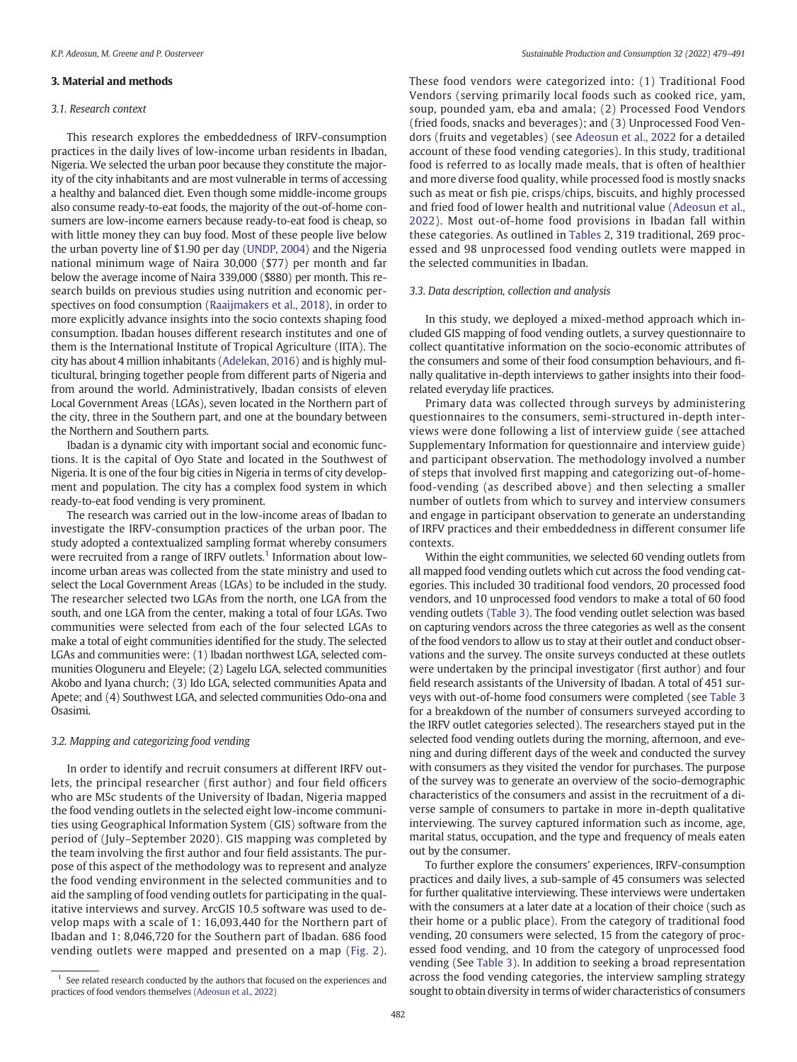## 3. Material and methods

### 3.1. Research context

This research explores the embeddedness of IRFV-consumption practices in the daily lives of low-income urban residents in Ibadan, Nigeria. We selected the urban poor because they constitute the majority of the city inhabitants and are most vulnerable in terms of accessing a healthy and balanced diet. Even though some middle-income groups also consume ready-to-eat foods, the majority of the out-of-home consumers are low-income earners because ready-to-eat food is cheap, so with little money they can buy food. Most of these people live below the urban poverty line of $1.90 per day (UNDP, 2004) and the Nigeria national minimum wage of Naira 30,000 ($77) per month and far below the average income of Naira 339,000 ($880) per month. This research builds on previous studies using nutrition and economic perspectives on food consumption (Raaijmakers et al., 2018), in order to more explicitly advance insights into the socio contexts shaping food consumption. Ibadan houses different research institutes and one of them is the International Institute of Tropical Agriculture (IITA). The city has about 4 million inhabitants (Adelekan, 2016) and is highly multicultural, bringing together people from different parts of Nigeria and from around the world. Administratively, Ibadan consists of eleven Local Government Areas (LGAs), seven located in the Northern part of the city, three in the Southern part, and one at the boundary between the Northern and Southern parts.

Ibadan is a dynamic city with important social and economic functions. It is the capital of Oyo State and located in the Southwest of Nigeria. It is one of the four big cities in Nigeria in terms of city development and population. The city has a complex food system in which ready-to-eat food vending is very prominent.

The research was carried out in the low-income areas of Ibadan to investigate the IRFV-consumption practices of the urban poor. The study adopted a contextualized sampling format whereby consumers were recruited from a range of IRFV outlets.[1] Information about low-income urban areas was collected from the state ministry and used to select the Local Government Areas (LGAs) to be included in the study. The researcher selected two LGAs from the north, one LGA from the south, and one LGA from the center, making a total of four LGAs. Two communities were selected from each of the four selected LGAs to make a total of eight communities identified for the study. The selected LGAs and communities were: (1) Ibadan northwest LGA, selected communities Ologuneru and Eleyele; (2) Lagelu LGA, selected communities Akobo and Iyana church; (3) Ido LGA, selected communities Apata and Apete; and (4) Southwest LGA, and selected communities Odo-ona and Osasimi.

### 3.2. Mapping and categorizing food vending

In order to identify and recruit consumers at different IRFV outlets, the principal researcher (first author) and four field officers who are MSc students of the University of Ibadan, Nigeria mapped the food vending outlets in the selected eight low-income communities using Geographical Information System (GIS) software from the period of (July–September 2020). GIS mapping was completed by the team involving the first author and four field assistants. The purpose of this aspect of the methodology was to represent and analyze the food vending environment in the selected communities and to aid the sampling of food vending outlets for participating in the qualitative interviews and survey. ArcGIS 10.5 software was used to develop maps with a scale of 1: 16,093,440 for the Northern part of Ibadan and 1: 8,046,720 for the Southern part of Ibadan. 686 food vending outlets were mapped and presented on a map (Fig. 2). These food vendors were categorized into: (1) Traditional Food Vendors (serving primarily local foods such as cooked rice, yam, soup, pounded yam, eba and amala; (2) Processed Food Vendors (fried foods, snacks and beverages); and (3) Unprocessed Food Vendors (fruits and vegetables) (see Adeosun et al., 2022 for a detailed account of these food vending categories). In this study, traditional food is referred to as locally made meals, that is often of healthier and more diverse food quality, while processed food is mostly snacks such as meat or fish pie, crisps/chips, biscuits, and highly processed and fried food of lower health and nutritional value (Adeosun et al., 2022). Most out-of-home food provisions in Ibadan fall within these categories. As outlined in Tables 2, 319 traditional, 269 processed and 98 unprocessed food vending outlets were mapped in the selected communities in Ibadan.

### 3.3. Data description, collection and analysis

In this study, we deployed a mixed-method approach which included GIS mapping of food vending outlets, a survey questionnaire to collect quantitative information on the socio-economic attributes of the consumers and some of their food consumption behaviours, and finally qualitative in-depth interviews to gather insights into their food-related everyday life practices.

Primary data was collected through surveys by administering questionnaires to the consumers, semi-structured in-depth interviews were done following a list of interview guide (see attached Supplementary Information for questionnaire and interview guide) and participant observation. The methodology involved a number of steps that involved first mapping and categorizing out-of-home-food-vending (as described above) and then selecting a smaller number of outlets from which to survey and interview consumers and engage in participant observation to generate an understanding of IRFV practices and their embeddedness in different consumer life contexts.

Within the eight communities, we selected 60 vending outlets from all mapped food vending outlets which cut across the food vending categories. This included 30 traditional food vendors, 20 processed food vendors, and 10 unprocessed food vendors to make a total of 60 food vending outlets (Table 3). The food vending outlet selection was based on capturing vendors across the three categories as well as the consent of the food vendors to allow us to stay at their outlet and conduct observations and the survey. The onsite surveys conducted at these outlets were undertaken by the principal investigator (first author) and four field research assistants of the University of Ibadan. A total of 451 surveys with out-of-home food consumers were completed (see Table 3 for a breakdown of the number of consumers surveyed according to the IRFV outlet categories selected). The researchers stayed put in the selected food vending outlets during the morning, afternoon, and evening and during different days of the week and conducted the survey with consumers as they visited the vendor for purchases. The purpose of the survey was to generate an overview of the socio-demographic characteristics of the consumers and assist in the recruitment of a diverse sample of consumers to partake in more in-depth qualitative interviewing. The survey captured information such as income, age, marital status, occupation, and the type and frequency of meals eaten out by the consumer.

To further explore the consumers' experiences, IRFV-consumption practices and daily lives, a sub-sample of 45 consumers was selected for further qualitative interviewing. These interviews were undertaken with the consumers at a later date at a location of their choice (such as their home or a public place). From the category of traditional food vending, 20 consumers were selected, 15 from the category of processed food vending, and 10 from the category of unprocessed food vending (See Table 3). In addition to seeking a broad representation across the food vending categories, the interview sampling strategy sought to obtain diversity in terms of wider characteristics of consumers

---

[1] See related research conducted by the authors that focused on the experiences and practices of food vendors themselves (Adeosun et al., 2022)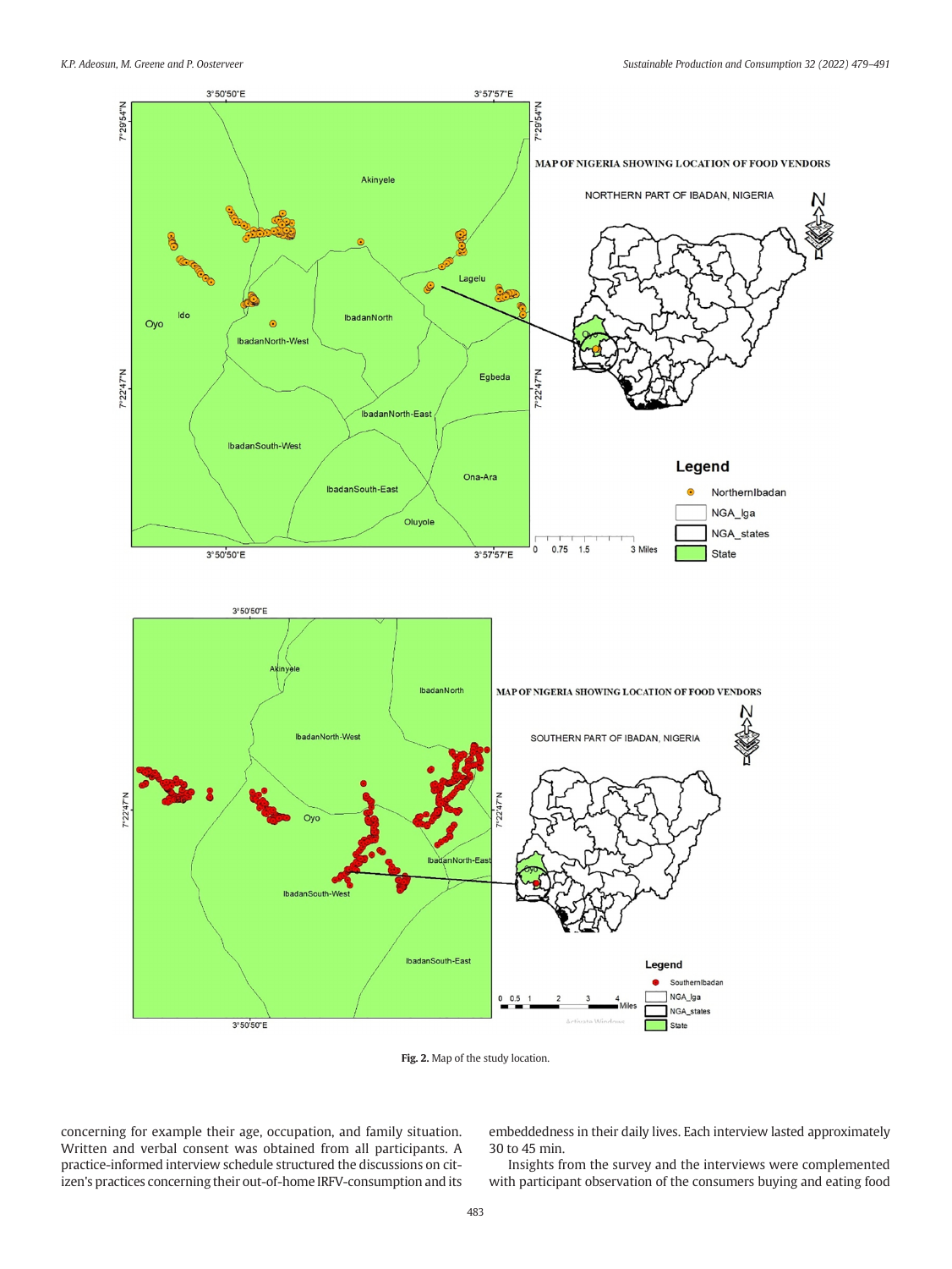Fig. 2. Map of the study location.

concerning for example their age, occupation, and family situation. Written and verbal consent was obtained from all participants. A practice-informed interview schedule structured the discussions on citizen's practices concerning their out-of-home IRFV-consumption and its embeddedness in their daily lives. Each interview lasted approximately 30 to 45 min.

Insights from the survey and the interviews were complemented with participant observation of the consumers buying and eating food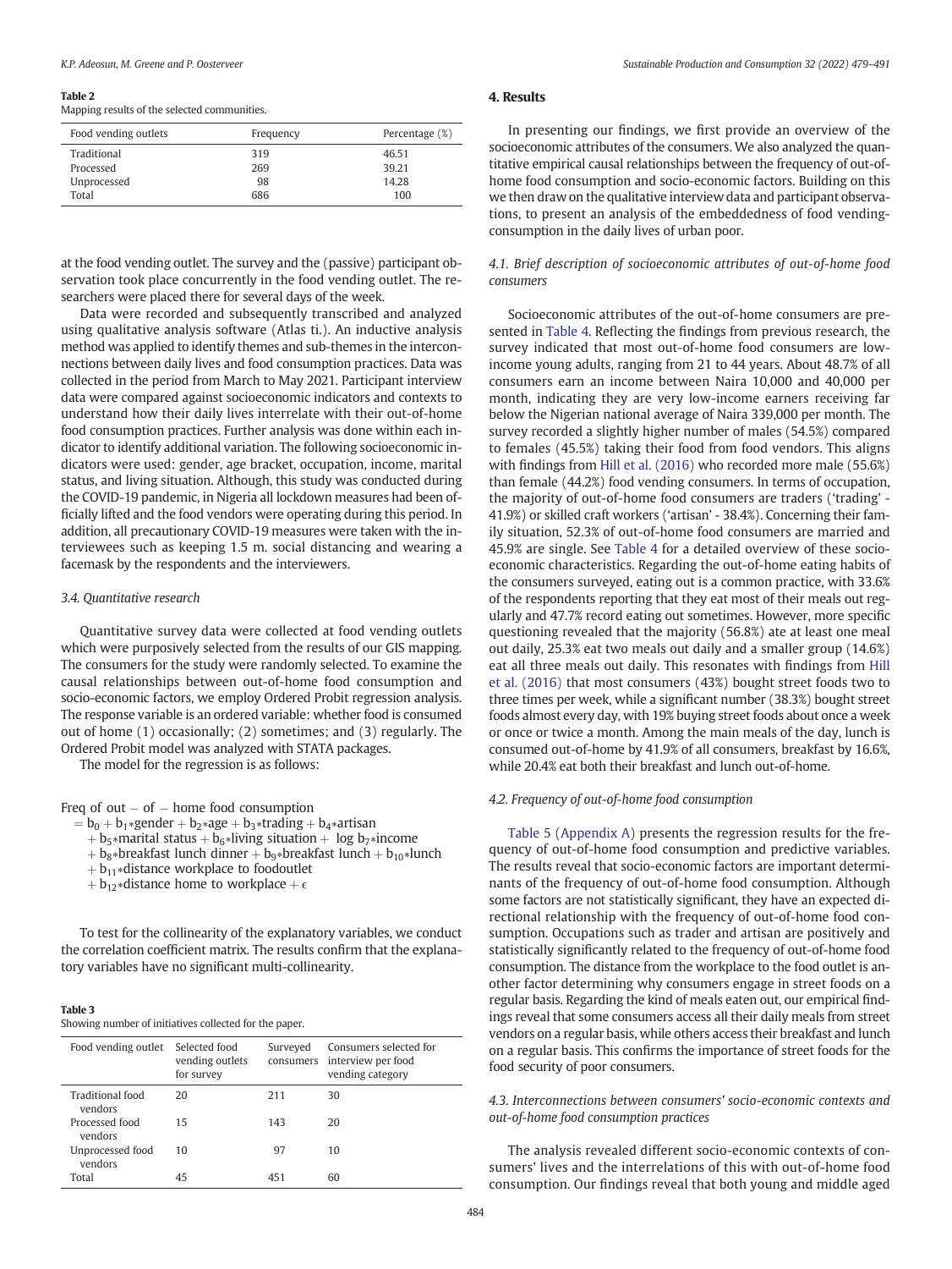**Table 2**
Mapping results of the selected communities.

| Food vending outlets | Frequency | Percentage (%) |
|---|---|---|
| Traditional | 319 | 46.51 |
| Processed | 269 | 39.21 |
| Unprocessed | 98 | 14.28 |
| Total | 686 | 100 |

at the food vending outlet. The survey and the (passive) participant observation took place concurrently in the food vending outlet. The researchers were placed there for several days of the week.

Data were recorded and subsequently transcribed and analyzed using qualitative analysis software (Atlas ti.). An inductive analysis method was applied to identify themes and sub-themes in the interconnections between daily lives and food consumption practices. Data was collected in the period from March to May 2021. Participant interview data were compared against socioeconomic indicators and contexts to understand how their daily lives interrelate with their out-of-home food consumption practices. Further analysis was done within each indicator to identify additional variation. The following socioeconomic indicators were used: gender, age bracket, occupation, income, marital status, and living situation. Although, this study was conducted during the COVID-19 pandemic, in Nigeria all lockdown measures had been officially lifted and the food vendors were operating during this period. In addition, all precautionary COVID-19 measures were taken with the interviewees such as keeping 1.5 m. social distancing and wearing a facemask by the respondents and the interviewers.

### 3.4. Quantitative research

Quantitative survey data were collected at food vending outlets which were purposively selected from the results of our GIS mapping. The consumers for the study were randomly selected. To examine the causal relationships between out-of-home food consumption and socio-economic factors, we employ Ordered Probit regression analysis. The response variable is an ordered variable: whether food is consumed out of home (1) occasionally; (2) sometimes; and (3) regularly. The Ordered Probit model was analyzed with STATA packages.

The model for the regression is as follows:

$$\begin{aligned}\text{Freq of out} - \text{of} - \text{home food consumption} &= b_0 + b_1{*}\text{gender} + b_2{*}\text{age} + b_3{*}\text{trading} + b_4{*}\text{artisan} \\ &+ b_5{*}\text{marital status} + b_6{*}\text{living situation} + \log b_7{*}\text{income} \\ &+ b_8{*}\text{breakfast lunch dinner} + b_9{*}\text{breakfast lunch} + b_{10}{*}\text{lunch} \\ &+ b_{11}{*}\text{distance workplace to foodoutlet} \\ &+ b_{12}{*}\text{distance home to workplace} + \epsilon\end{aligned}$$

To test for the collinearity of the explanatory variables, we conduct the correlation coefficient matrix. The results confirm that the explanatory variables have no significant multi-collinearity.

**Table 3**
Showing number of initiatives collected for the paper.

| Food vending outlet | Selected food vending outlets for survey | Surveyed consumers | Consumers selected for interview per food vending category |
|---|---|---|---|
| Traditional food vendors | 20 | 211 | 30 |
| Processed food vendors | 15 | 143 | 20 |
| Unprocessed food vendors | 10 | 97 | 10 |
| Total | 45 | 451 | 60 |

## 4. Results

In presenting our findings, we first provide an overview of the socioeconomic attributes of the consumers. We also analyzed the quantitative empirical causal relationships between the frequency of out-of-home food consumption and socio-economic factors. Building on this we then draw on the qualitative interview data and participant observations, to present an analysis of the embeddedness of food vending-consumption in the daily lives of urban poor.

### 4.1. Brief description of socioeconomic attributes of out-of-home food consumers

Socioeconomic attributes of the out-of-home consumers are presented in Table 4. Reflecting the findings from previous research, the survey indicated that most out-of-home food consumers are low-income young adults, ranging from 21 to 44 years. About 48.7% of all consumers earn an income between Naira 10,000 and 40,000 per month, indicating they are very low-income earners receiving far below the Nigerian national average of Naira 339,000 per month. The survey recorded a slightly higher number of males (54.5%) compared to females (45.5%) taking their food from food vendors. This aligns with findings from Hill et al. (2016) who recorded more male (55.6%) than female (44.2%) food vending consumers. In terms of occupation, the majority of out-of-home food consumers are traders ('trading' - 41.9%) or skilled craft workers ('artisan' - 38.4%). Concerning their family situation, 52.3% of out-of-home food consumers are married and 45.9% are single. See Table 4 for a detailed overview of these socioeconomic characteristics. Regarding the out-of-home eating habits of the consumers surveyed, eating out is a common practice, with 33.6% of the respondents reporting that they eat most of their meals out regularly and 47.7% record eating out sometimes. However, more specific questioning revealed that the majority (56.8%) ate at least one meal out daily, 25.3% eat two meals out daily and a smaller group (14.6%) eat all three meals out daily. This resonates with findings from Hill et al. (2016) that most consumers (43%) bought street foods two to three times per week, while a significant number (38.3%) bought street foods almost every day, with 19% buying street foods about once a week or once or twice a month. Among the main meals of the day, lunch is consumed out-of-home by 41.9% of all consumers, breakfast by 16.6%, while 20.4% eat both their breakfast and lunch out-of-home.

### 4.2. Frequency of out-of-home food consumption

Table 5 (Appendix A) presents the regression results for the frequency of out-of-home food consumption and predictive variables. The results reveal that socio-economic factors are important determinants of the frequency of out-of-home food consumption. Although some factors are not statistically significant, they have an expected directional relationship with the frequency of out-of-home food consumption. Occupations such as trader and artisan are positively and statistically significantly related to the frequency of out-of-home food consumption. The distance from the workplace to the food outlet is another factor determining why consumers engage in street foods on a regular basis. Regarding the kind of meals eaten out, our empirical findings reveal that some consumers access all their daily meals from street vendors on a regular basis, while others access their breakfast and lunch on a regular basis. This confirms the importance of street foods for the food security of poor consumers.

### 4.3. Interconnections between consumers' socio-economic contexts and out-of-home food consumption practices

The analysis revealed different socio-economic contexts of consumers' lives and the interrelations of this with out-of-home food consumption. Our findings reveal that both young and middle aged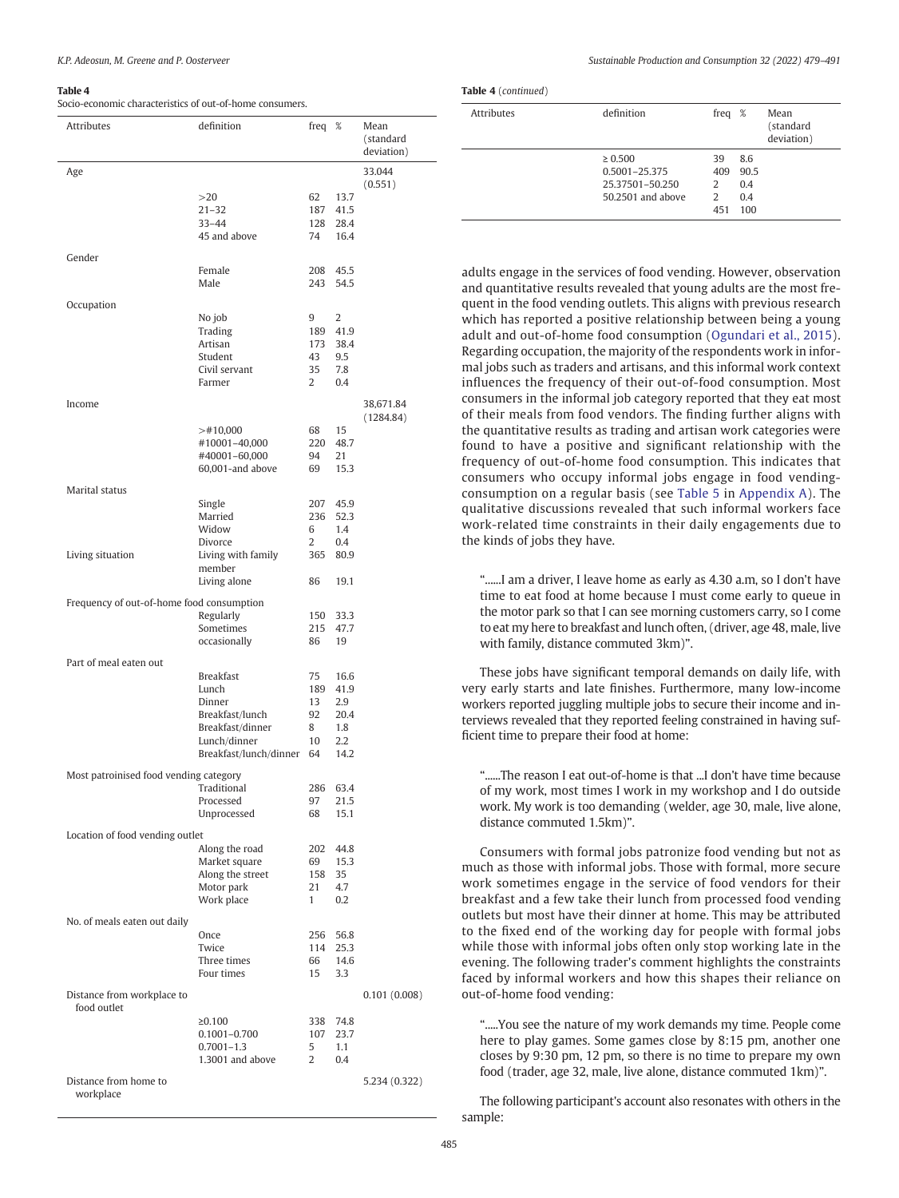**Table 4**
Socio-economic characteristics of out-of-home consumers.

| Attributes | definition | freq | % | Mean (standard deviation) |
|---|---|---|---|---|
| Age | | | | 33.044 (0.551) |
| | >20 | 62 | 13.7 | |
| | 21–32 | 187 | 41.5 | |
| | 33–44 | 128 | 28.4 | |
| | 45 and above | 74 | 16.4 | |
| Gender | | | | |
| | Female | 208 | 45.5 | |
| | Male | 243 | 54.5 | |
| Occupation | | | | |
| | No job | 9 | 2 | |
| | Trading | 189 | 41.9 | |
| | Artisan | 173 | 38.4 | |
| | Student | 43 | 9.5 | |
| | Civil servant | 35 | 7.8 | |
| | Farmer | 2 | 0.4 | |
| Income | | | | 38,671.84 (1284.84) |
| | >#10,000 | 68 | 15 | |
| | #10001–40,000 | 220 | 48.7 | |
| | #40001–60,000 | 94 | 21 | |
| | 60,001-and above | 69 | 15.3 | |
| Marital status | | | | |
| | Single | 207 | 45.9 | |
| | Married | 236 | 52.3 | |
| | Widow | 6 | 1.4 | |
| | Divorce | 2 | 0.4 | |
| Living situation | Living with family member | 365 | 80.9 | |
| | Living alone | 86 | 19.1 | |
| Frequency of out-of-home food consumption | | | | |
| | Regularly | 150 | 33.3 | |
| | Sometimes | 215 | 47.7 | |
| | occasionally | 86 | 19 | |
| Part of meal eaten out | | | | |
| | Breakfast | 75 | 16.6 | |
| | Lunch | 189 | 41.9 | |
| | Dinner | 13 | 2.9 | |
| | Breakfast/lunch | 92 | 20.4 | |
| | Breakfast/dinner | 8 | 1.8 | |
| | Lunch/dinner | 10 | 2.2 | |
| | Breakfast/lunch/dinner | 64 | 14.2 | |
| Most patroinised food vending category | | | | |
| | Traditional | 286 | 63.4 | |
| | Processed | 97 | 21.5 | |
| | Unprocessed | 68 | 15.1 | |
| Location of food vending outlet | | | | |
| | Along the road | 202 | 44.8 | |
| | Market square | 69 | 15.3 | |
| | Along the street | 158 | 35 | |
| | Motor park | 21 | 4.7 | |
| | Work place | 1 | 0.2 | |
| No. of meals eaten out daily | | | | |
| | Once | 256 | 56.8 | |
| | Twice | 114 | 25.3 | |
| | Three times | 66 | 14.6 | |
| | Four times | 15 | 3.3 | |
| Distance from workplace to food outlet | | | | 0.101 (0.008) |
| | ≥0.100 | 338 | 74.8 | |
| | 0.1001–0.700 | 107 | 23.7 | |
| | 0.7001–1.3 | 5 | 1.1 | |
| | 1.3001 and above | 2 | 0.4 | |
| Distance from home to workplace | | | | 5.234 (0.322) |
| | ≥ 0.500 | 39 | 8.6 | |
| | 0.5001–25.375 | 409 | 90.5 | |
| | 25.37501–50.250 | 2 | 0.4 | |
| | 50.2501 and above | 2 | 0.4 | |
| | | 451 | 100 | |

adults engage in the services of food vending. However, observation and quantitative results revealed that young adults are the most frequent in the food vending outlets. This aligns with previous research which has reported a positive relationship between being a young adult and out-of-home food consumption (Ogundari et al., 2015). Regarding occupation, the majority of the respondents work in informal jobs such as traders and artisans, and this informal work context influences the frequency of their out-of-food consumption. Most consumers in the informal job category reported that they eat most of their meals from food vendors. The finding further aligns with the quantitative results as trading and artisan work categories were found to have a positive and significant relationship with the frequency of out-of-home food consumption. This indicates that consumers who occupy informal jobs engage in food vending-consumption on a regular basis (see Table 5 in Appendix A). The qualitative discussions revealed that such informal workers face work-related time constraints in their daily engagements due to the kinds of jobs they have.

> "……I am a driver, I leave home as early as 4.30 a.m, so I don't have time to eat food at home because I must come early to queue in the motor park so that I can see morning customers carry, so I come to eat my here to breakfast and lunch often, (driver, age 48, male, live with family, distance commuted 3km)".

These jobs have significant temporal demands on daily life, with very early starts and late finishes. Furthermore, many low-income workers reported juggling multiple jobs to secure their income and interviews revealed that they reported feeling constrained in having sufficient time to prepare their food at home:

> "……The reason I eat out-of-home is that …I don't have time because of my work, most times I work in my workshop and I do outside work. My work is too demanding (welder, age 30, male, live alone, distance commuted 1.5km)".

Consumers with formal jobs patronize food vending but not as much as those with informal jobs. Those with formal, more secure work sometimes engage in the service of food vendors for their breakfast and a few take their lunch from processed food vending outlets but most have their dinner at home. This may be attributed to the fixed end of the working day for people with formal jobs while those with informal jobs often only stop working late in the evening. The following trader's comment highlights the constraints faced by informal workers and how this shapes their reliance on out-of-home food vending:

> "…..You see the nature of my work demands my time. People come here to play games. Some games close by 8:15 pm, another one closes by 9:30 pm, 12 pm, so there is no time to prepare my own food (trader, age 32, male, live alone, distance commuted 1km)".

The following participant's account also resonates with others in the sample: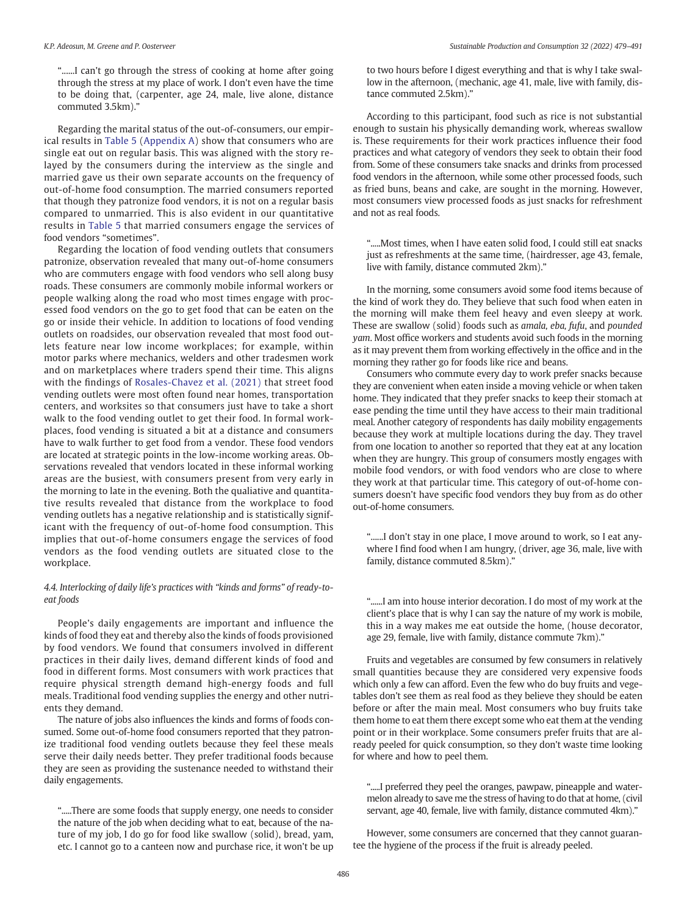"......I can't go through the stress of cooking at home after going through the stress at my place of work. I don't even have the time to be doing that, (carpenter, age 24, male, live alone, distance commuted 3.5km)."

Regarding the marital status of the out-of-consumers, our empirical results in Table 5 (Appendix A) show that consumers who are single eat out on regular basis. This was aligned with the story relayed by the consumers during the interview as the single and married gave us their own separate accounts on the frequency of out-of-home food consumption. The married consumers reported that though they patronize food vendors, it is not on a regular basis compared to unmarried. This is also evident in our quantitative results in Table 5 that married consumers engage the services of food vendors "sometimes".

Regarding the location of food vending outlets that consumers patronize, observation revealed that many out-of-home consumers who are commuters engage with food vendors who sell along busy roads. These consumers are commonly mobile informal workers or people walking along the road who most times engage with processed food vendors on the go to get food that can be eaten on the go or inside their vehicle. In addition to locations of food vending outlets on roadsides, our observation revealed that most food outlets feature near low income workplaces; for example, within motor parks where mechanics, welders and other tradesmen work and on marketplaces where traders spend their time. This aligns with the findings of Rosales-Chavez et al. (2021) that street food vending outlets were most often found near homes, transportation centers, and worksites so that consumers just have to take a short walk to the food vending outlet to get their food. In formal workplaces, food vending is situated a bit at a distance and consumers have to walk further to get food from a vendor. These food vendors are located at strategic points in the low-income working areas. Observations revealed that vendors located in these informal working areas are the busiest, with consumers present from very early in the morning to late in the evening. Both the qualiative and quantitative results revealed that distance from the workplace to food vending outlets has a negative relationship and is statistically significant with the frequency of out-of-home food consumption. This implies that out-of-home consumers engage the services of food vendors as the food vending outlets are situated close to the workplace.

### 4.4. Interlocking of daily life's practices with "kinds and forms" of ready-to-eat foods

People's daily engagements are important and influence the kinds of food they eat and thereby also the kinds of foods provisioned by food vendors. We found that consumers involved in different practices in their daily lives, demand different kinds of food and food in different forms. Most consumers with work practices that require physical strength demand high-energy foods and full meals. Traditional food vending supplies the energy and other nutrients they demand.

The nature of jobs also influences the kinds and forms of foods consumed. Some out-of-home food consumers reported that they patronize traditional food vending outlets because they feel these meals serve their daily needs better. They prefer traditional foods because they are seen as providing the sustenance needed to withstand their daily engagements.

".....There are some foods that supply energy, one needs to consider the nature of the job when deciding what to eat, because of the nature of my job, I do go for food like swallow (solid), bread, yam, etc. I cannot go to a canteen now and purchase rice, it won't be up to two hours before I digest everything and that is why I take swallow in the afternoon, (mechanic, age 41, male, live with family, distance commuted 2.5km)."

According to this participant, food such as rice is not substantial enough to sustain his physically demanding work, whereas swallow is. These requirements for their work practices influence their food practices and what category of vendors they seek to obtain their food from. Some of these consumers take snacks and drinks from processed food vendors in the afternoon, while some other processed foods, such as fried buns, beans and cake, are sought in the morning. However, most consumers view processed foods as just snacks for refreshment and not as real foods.

".....Most times, when I have eaten solid food, I could still eat snacks just as refreshments at the same time, (hairdresser, age 43, female, live with family, distance commuted 2km)."

In the morning, some consumers avoid some food items because of the kind of work they do. They believe that such food when eaten in the morning will make them feel heavy and even sleepy at work. These are swallow (solid) foods such as *amala*, *eba*, *fufu*, and *pounded yam*. Most office workers and students avoid such foods in the morning as it may prevent them from working effectively in the office and in the morning they rather go for foods like rice and beans.

Consumers who commute every day to work prefer snacks because they are convenient when eaten inside a moving vehicle or when taken home. They indicated that they prefer snacks to keep their stomach at ease pending the time until they have access to their main traditional meal. Another category of respondents has daily mobility engagements because they work at multiple locations during the day. They travel from one location to another so reported that they eat at any location when they are hungry. This group of consumers mostly engages with mobile food vendors, or with food vendors who are close to where they work at that particular time. This category of out-of-home consumers doesn't have specific food vendors they buy from as do other out-of-home consumers.

"......I don't stay in one place, I move around to work, so I eat anywhere I find food when I am hungry, (driver, age 36, male, live with family, distance commuted 8.5km)."

"......I am into house interior decoration. I do most of my work at the client's place that is why I can say the nature of my work is mobile, this in a way makes me eat outside the home, (house decorator, age 29, female, live with family, distance commute 7km)."

Fruits and vegetables are consumed by few consumers in relatively small quantities because they are considered very expensive foods which only a few can afford. Even the few who do buy fruits and vegetables don't see them as real food as they believe they should be eaten before or after the main meal. Most consumers who buy fruits take them home to eat them there except some who eat them at the vending point or in their workplace. Some consumers prefer fruits that are already peeled for quick consumption, so they don't waste time looking for where and how to peel them.

".....I preferred they peel the oranges, pawpaw, pineapple and watermelon already to save me the stress of having to do that at home, (civil servant, age 40, female, live with family, distance commuted 4km)."

However, some consumers are concerned that they cannot guarantee the hygiene of the process if the fruit is already peeled.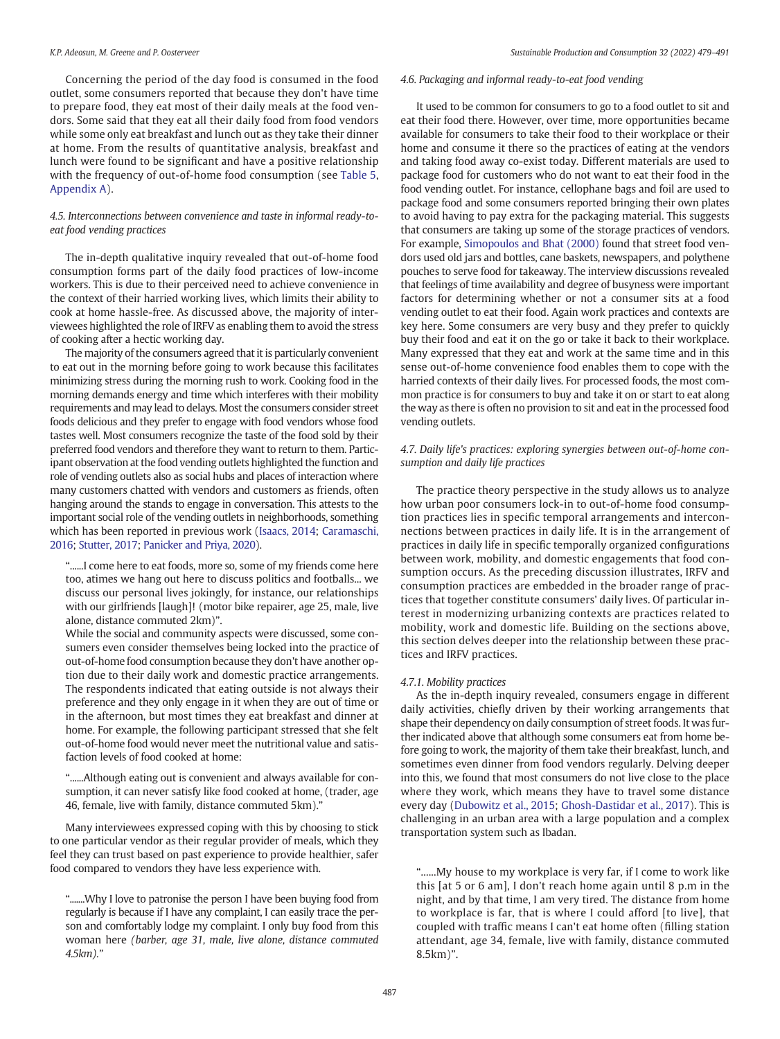Concerning the period of the day food is consumed in the food outlet, some consumers reported that because they don't have time to prepare food, they eat most of their daily meals at the food vendors. Some said that they eat all their daily food from food vendors while some only eat breakfast and lunch out as they take their dinner at home. From the results of quantitative analysis, breakfast and lunch were found to be significant and have a positive relationship with the frequency of out-of-home food consumption (see Table 5, Appendix A).

### 4.5. Interconnections between convenience and taste in informal ready-to-eat food vending practices

The in-depth qualitative inquiry revealed that out-of-home food consumption forms part of the daily food practices of low-income workers. This is due to their perceived need to achieve convenience in the context of their harried working lives, which limits their ability to cook at home hassle-free. As discussed above, the majority of interviewees highlighted the role of IRFV as enabling them to avoid the stress of cooking after a hectic working day.

The majority of the consumers agreed that it is particularly convenient to eat out in the morning before going to work because this facilitates minimizing stress during the morning rush to work. Cooking food in the morning demands energy and time which interferes with their mobility requirements and may lead to delays. Most the consumers consider street foods delicious and they prefer to engage with food vendors whose food tastes well. Most consumers recognize the taste of the food sold by their preferred food vendors and therefore they want to return to them. Participant observation at the food vending outlets highlighted the function and role of vending outlets also as social hubs and places of interaction where many customers chatted with vendors and customers as friends, often hanging around the stands to engage in conversation. This attests to the important social role of the vending outlets in neighborhoods, something which has been reported in previous work (Isaacs, 2014; Caramaschi, 2016; Stutter, 2017; Panicker and Priya, 2020).

> "......I come here to eat foods, more so, some of my friends come here too, atimes we hang out here to discuss politics and footballs... we discuss our personal lives jokingly, for instance, our relationships with our girlfriends [laugh]! (motor bike repairer, age 25, male, live alone, distance commuted 2km)".

While the social and community aspects were discussed, some consumers even consider themselves being locked into the practice of out-of-home food consumption because they don't have another option due to their daily work and domestic practice arrangements. The respondents indicated that eating outside is not always their preference and they only engage in it when they are out of time or in the afternoon, but most times they eat breakfast and dinner at home. For example, the following participant stressed that she felt out-of-home food would never meet the nutritional value and satisfaction levels of food cooked at home:

> "......Although eating out is convenient and always available for consumption, it can never satisfy like food cooked at home, (trader, age 46, female, live with family, distance commuted 5km)."

Many interviewees expressed coping with this by choosing to stick to one particular vendor as their regular provider of meals, which they feel they can trust based on past experience to provide healthier, safer food compared to vendors they have less experience with.

> ".......Why I love to patronise the person I have been buying food from regularly is because if I have any complaint, I can easily trace the person and comfortably lodge my complaint. I only buy food from this woman here *(barber, age 31, male, live alone, distance commuted 4.5km)*."

### 4.6. Packaging and informal ready-to-eat food vending

It used to be common for consumers to go to a food outlet to sit and eat their food there. However, over time, more opportunities became available for consumers to take their food to their workplace or their home and consume it there so the practices of eating at the vendors and taking food away co-exist today. Different materials are used to package food for customers who do not want to eat their food in the food vending outlet. For instance, cellophane bags and foil are used to package food and some consumers reported bringing their own plates to avoid having to pay extra for the packaging material. This suggests that consumers are taking up some of the storage practices of vendors. For example, Simopoulos and Bhat (2000) found that street food vendors used old jars and bottles, cane baskets, newspapers, and polythene pouches to serve food for takeaway. The interview discussions revealed that feelings of time availability and degree of busyness were important factors for determining whether or not a consumer sits at a food vending outlet to eat their food. Again work practices and contexts are key here. Some consumers are very busy and they prefer to quickly buy their food and eat it on the go or take it back to their workplace. Many expressed that they eat and work at the same time and in this sense out-of-home convenience food enables them to cope with the harried contexts of their daily lives. For processed foods, the most common practice is for consumers to buy and take it on or start to eat along the way as there is often no provision to sit and eat in the processed food vending outlets.

### 4.7. Daily life's practices: exploring synergies between out-of-home consumption and daily life practices

The practice theory perspective in the study allows us to analyze how urban poor consumers lock-in to out-of-home food consumption practices lies in specific temporal arrangements and interconnections between practices in daily life. It is in the arrangement of practices in daily life in specific temporally organized configurations between work, mobility, and domestic engagements that food consumption occurs. As the preceding discussion illustrates, IRFV and consumption practices are embedded in the broader range of practices that together constitute consumers' daily lives. Of particular interest in modernizing urbanizing contexts are practices related to mobility, work and domestic life. Building on the sections above, this section delves deeper into the relationship between these practices and IRFV practices.

#### 4.7.1. Mobility practices

As the in-depth inquiry revealed, consumers engage in different daily activities, chiefly driven by their working arrangements that shape their dependency on daily consumption of street foods. It was further indicated above that although some consumers eat from home before going to work, the majority of them take their breakfast, lunch, and sometimes even dinner from food vendors regularly. Delving deeper into this, we found that most consumers do not live close to the place where they work, which means they have to travel some distance every day (Dubowitz et al., 2015; Ghosh-Dastidar et al., 2017). This is challenging in an urban area with a large population and a complex transportation system such as Ibadan.

> "......My house to my workplace is very far, if I come to work like this [at 5 or 6 am], I don't reach home again until 8 p.m in the night, and by that time, I am very tired. The distance from home to workplace is far, that is where I could afford [to live], that coupled with traffic means I can't eat home often (filling station attendant, age 34, female, live with family, distance commuted 8.5km)".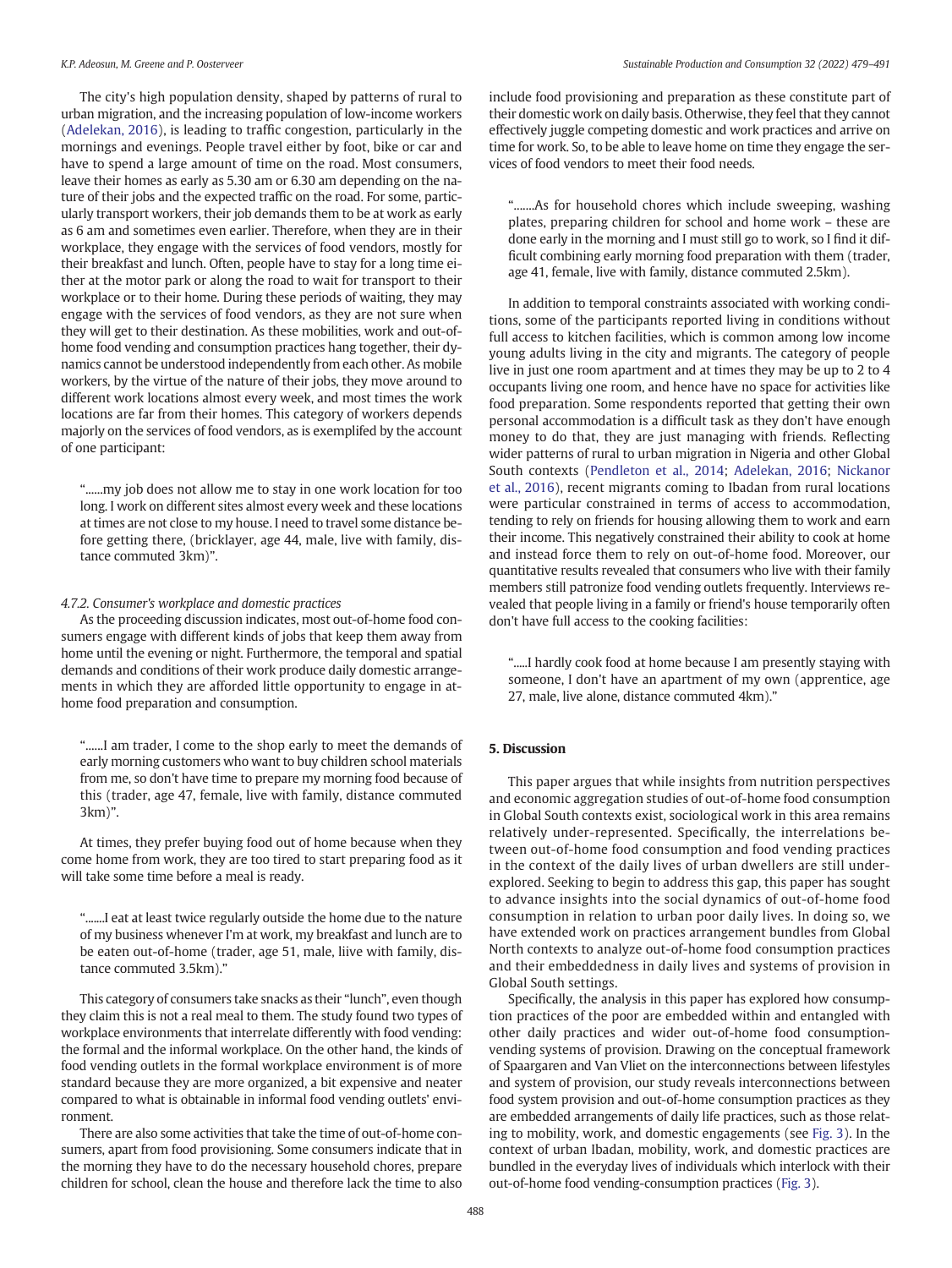The city's high population density, shaped by patterns of rural to urban migration, and the increasing population of low-income workers (Adelekan, 2016), is leading to traffic congestion, particularly in the mornings and evenings. People travel either by foot, bike or car and have to spend a large amount of time on the road. Most consumers, leave their homes as early as 5.30 am or 6.30 am depending on the nature of their jobs and the expected traffic on the road. For some, particularly transport workers, their job demands them to be at work as early as 6 am and sometimes even earlier. Therefore, when they are in their workplace, they engage with the services of food vendors, mostly for their breakfast and lunch. Often, people have to stay for a long time either at the motor park or along the road to wait for transport to their workplace or to their home. During these periods of waiting, they may engage with the services of food vendors, as they are not sure when they will get to their destination. As these mobilities, work and out-of-home food vending and consumption practices hang together, their dynamics cannot be understood independently from each other. As mobile workers, by the virtue of the nature of their jobs, they move around to different work locations almost every week, and most times the work locations are far from their homes. This category of workers depends majorly on the services of food vendors, as is exemplifed by the account of one participant:

> "......my job does not allow me to stay in one work location for too long. I work on different sites almost every week and these locations at times are not close to my house. I need to travel some distance before getting there, (bricklayer, age 44, male, live with family, distance commuted 3km)".

#### 4.7.2. Consumer's workplace and domestic practices

As the proceeding discussion indicates, most out-of-home food consumers engage with different kinds of jobs that keep them away from home until the evening or night. Furthermore, the temporal and spatial demands and conditions of their work produce daily domestic arrangements in which they are afforded little opportunity to engage in at-home food preparation and consumption.

> "......I am trader, I come to the shop early to meet the demands of early morning customers who want to buy children school materials from me, so don't have time to prepare my morning food because of this (trader, age 47, female, live with family, distance commuted 3km)".

At times, they prefer buying food out of home because when they come home from work, they are too tired to start preparing food as it will take some time before a meal is ready.

> ".......I eat at least twice regularly outside the home due to the nature of my business whenever I'm at work, my breakfast and lunch are to be eaten out-of-home (trader, age 51, male, liive with family, distance commuted 3.5km)."

This category of consumers take snacks as their "lunch", even though they claim this is not a real meal to them. The study found two types of workplace environments that interrelate differently with food vending: the formal and the informal workplace. On the other hand, the kinds of food vending outlets in the formal workplace environment is of more standard because they are more organized, a bit expensive and neater compared to what is obtainable in informal food vending outlets' environment.

There are also some activities that take the time of out-of-home consumers, apart from food provisioning. Some consumers indicate that in the morning they have to do the necessary household chores, prepare children for school, clean the house and therefore lack the time to also include food provisioning and preparation as these constitute part of their domestic work on daily basis. Otherwise, they feel that they cannot effectively juggle competing domestic and work practices and arrive on time for work. So, to be able to leave home on time they engage the services of food vendors to meet their food needs.

> ".......As for household chores which include sweeping, washing plates, preparing children for school and home work – these are done early in the morning and I must still go to work, so I find it difficult combining early morning food preparation with them (trader, age 41, female, live with family, distance commuted 2.5km).

In addition to temporal constraints associated with working conditions, some of the participants reported living in conditions without full access to kitchen facilities, which is common among low income young adults living in the city and migrants. The category of people live in just one room apartment and at times they may be up to 2 to 4 occupants living one room, and hence have no space for activities like food preparation. Some respondents reported that getting their own personal accommodation is a difficult task as they don't have enough money to do that, they are just managing with friends. Reflecting wider patterns of rural to urban migration in Nigeria and other Global South contexts (Pendleton et al., 2014; Adelekan, 2016; Nickanor et al., 2016), recent migrants coming to Ibadan from rural locations were particular constrained in terms of access to accommodation, tending to rely on friends for housing allowing them to work and earn their income. This negatively constrained their ability to cook at home and instead force them to rely on out-of-home food. Moreover, our quantitative results revealed that consumers who live with their family members still patronize food vending outlets frequently. Interviews revealed that people living in a family or friend's house temporarily often don't have full access to the cooking facilities:

> ".....I hardly cook food at home because I am presently staying with someone, I don't have an apartment of my own (apprentice, age 27, male, live alone, distance commuted 4km)."

## 5. Discussion

This paper argues that while insights from nutrition perspectives and economic aggregation studies of out-of-home food consumption in Global South contexts exist, sociological work in this area remains relatively under-represented. Specifically, the interrelations between out-of-home food consumption and food vending practices in the context of the daily lives of urban dwellers are still under-explored. Seeking to begin to address this gap, this paper has sought to advance insights into the social dynamics of out-of-home food consumption in relation to urban poor daily lives. In doing so, we have extended work on practices arrangement bundles from Global North contexts to analyze out-of-home food consumption practices and their embeddedness in daily lives and systems of provision in Global South settings.

Specifically, the analysis in this paper has explored how consumption practices of the poor are embedded within and entangled with other daily practices and wider out-of-home food consumption-vending systems of provision. Drawing on the conceptual framework of Spaargaren and Van Vliet on the interconnections between lifestyles and system of provision, our study reveals interconnections between food system provision and out-of-home consumption practices as they are embedded arrangements of daily life practices, such as those relating to mobility, work, and domestic engagements (see Fig. 3). In the context of urban Ibadan, mobility, work, and domestic practices are bundled in the everyday lives of individuals which interlock with their out-of-home food vending-consumption practices (Fig. 3).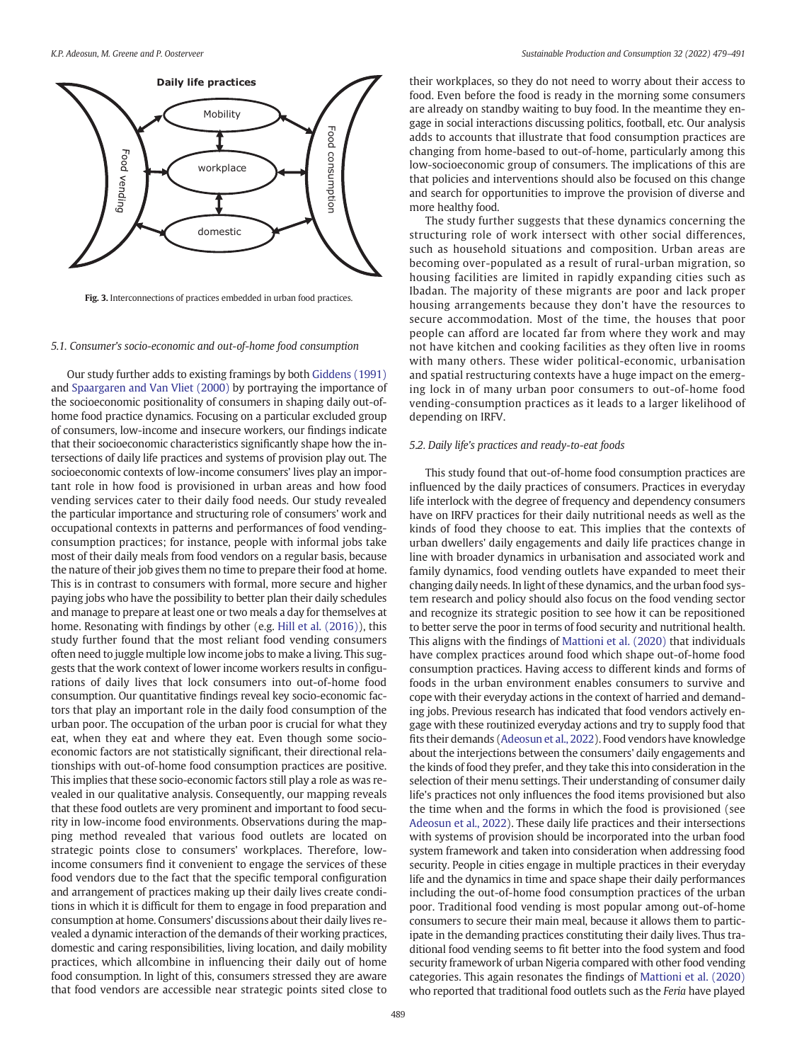Daily life practices

Mobility

Food vending

workplace

Food consumption

domestic

Fig. 3. Interconnections of practices embedded in urban food practices.

### 5.1. Consumer's socio-economic and out-of-home food consumption

Our study further adds to existing framings by both Giddens (1991) and Spaargaren and Van Vliet (2000) by portraying the importance of the socioeconomic positionality of consumers in shaping daily out-of-home food practice dynamics. Focusing on a particular excluded group of consumers, low-income and insecure workers, our findings indicate that their socioeconomic characteristics significantly shape how the intersections of daily life practices and systems of provision play out. The socioeconomic contexts of low-income consumers' lives play an important role in how food is provisioned in urban areas and how food vending services cater to their daily food needs. Our study revealed the particular importance and structuring role of consumers' work and occupational contexts in patterns and performances of food vending-consumption practices; for instance, people with informal jobs take most of their daily meals from food vendors on a regular basis, because the nature of their job gives them no time to prepare their food at home. This is in contrast to consumers with formal, more secure and higher paying jobs who have the possibility to better plan their daily schedules and manage to prepare at least one or two meals a day for themselves at home. Resonating with findings by other (e.g. Hill et al. (2016)), this study further found that the most reliant food vending consumers often need to juggle multiple low income jobs to make a living. This suggests that the work context of lower income workers results in configurations of daily lives that lock consumers into out-of-home food consumption. Our quantitative findings reveal key socio-economic factors that play an important role in the daily food consumption of the urban poor. The occupation of the urban poor is crucial for what they eat, when they eat and where they eat. Even though some socio-economic factors are not statistically significant, their directional relationships with out-of-home food consumption practices are positive. This implies that these socio-economic factors still play a role as was revealed in our qualitative analysis. Consequently, our mapping reveals that these food outlets are very prominent and important to food security in low-income food environments. Observations during the mapping method revealed that various food outlets are located on strategic points close to consumers' workplaces. Therefore, low-income consumers find it convenient to engage the services of these food vendors due to the fact that the specific temporal configuration and arrangement of practices making up their daily lives create conditions in which it is difficult for them to engage in food preparation and consumption at home. Consumers' discussions about their daily lives revealed a dynamic interaction of the demands of their working practices, domestic and caring responsibilities, living location, and daily mobility practices, which allcombine in influencing their daily out of home food consumption. In light of this, consumers stressed they are aware that food vendors are accessible near strategic points sited close to their workplaces, so they do not need to worry about their access to food. Even before the food is ready in the morning some consumers are already on standby waiting to buy food. In the meantime they engage in social interactions discussing politics, football, etc. Our analysis adds to accounts that illustrate that food consumption practices are changing from home-based to out-of-home, particularly among this low-socioeconomic group of consumers. The implications of this are that policies and interventions should also be focused on this change and search for opportunities to improve the provision of diverse and more healthy food.

The study further suggests that these dynamics concerning the structuring role of work intersect with other social differences, such as household situations and composition. Urban areas are becoming over-populated as a result of rural-urban migration, so housing facilities are limited in rapidly expanding cities such as Ibadan. The majority of these migrants are poor and lack proper housing arrangements because they don't have the resources to secure accommodation. Most of the time, the houses that poor people can afford are located far from where they work and may not have kitchen and cooking facilities as they often live in rooms with many others. These wider political-economic, urbanisation and spatial restructuring contexts have a huge impact on the emerging lock in of many urban poor consumers to out-of-home food vending-consumption practices as it leads to a larger likelihood of depending on IRFV.

### 5.2. Daily life's practices and ready-to-eat foods

This study found that out-of-home food consumption practices are influenced by the daily practices of consumers. Practices in everyday life interlock with the degree of frequency and dependency consumers have on IRFV practices for their daily nutritional needs as well as the kinds of food they choose to eat. This implies that the contexts of urban dwellers' daily engagements and daily life practices change in line with broader dynamics in urbanisation and associated work and family dynamics, food vending outlets have expanded to meet their changing daily needs. In light of these dynamics, and the urban food system research and policy should also focus on the food vending sector and recognize its strategic position to see how it can be repositioned to better serve the poor in terms of food security and nutritional health. This aligns with the findings of Mattioni et al. (2020) that individuals have complex practices around food which shape out-of-home food consumption practices. Having access to different kinds and forms of foods in the urban environment enables consumers to survive and cope with their everyday actions in the context of harried and demanding jobs. Previous research has indicated that food vendors actively engage with these routinized everyday actions and try to supply food that fits their demands (Adeosun et al., 2022). Food vendors have knowledge about the interjections between the consumers' daily engagements and the kinds of food they prefer, and they take this into consideration in the selection of their menu settings. Their understanding of consumer daily life's practices not only influences the food items provisioned but also the time when and the forms in which the food is provisioned (see Adeosun et al., 2022). These daily life practices and their intersections with systems of provision should be incorporated into the urban food system framework and taken into consideration when addressing food security. People in cities engage in multiple practices in their everyday life and the dynamics in time and space shape their daily performances including the out-of-home food consumption practices of the urban poor. Traditional food vending is most popular among out-of-home consumers to secure their main meal, because it allows them to participate in the demanding practices constituting their daily lives. Thus traditional food vending seems to fit better into the food system and food security framework of urban Nigeria compared with other food vending categories. This again resonates the findings of Mattioni et al. (2020) who reported that traditional food outlets such as the *Feria* have played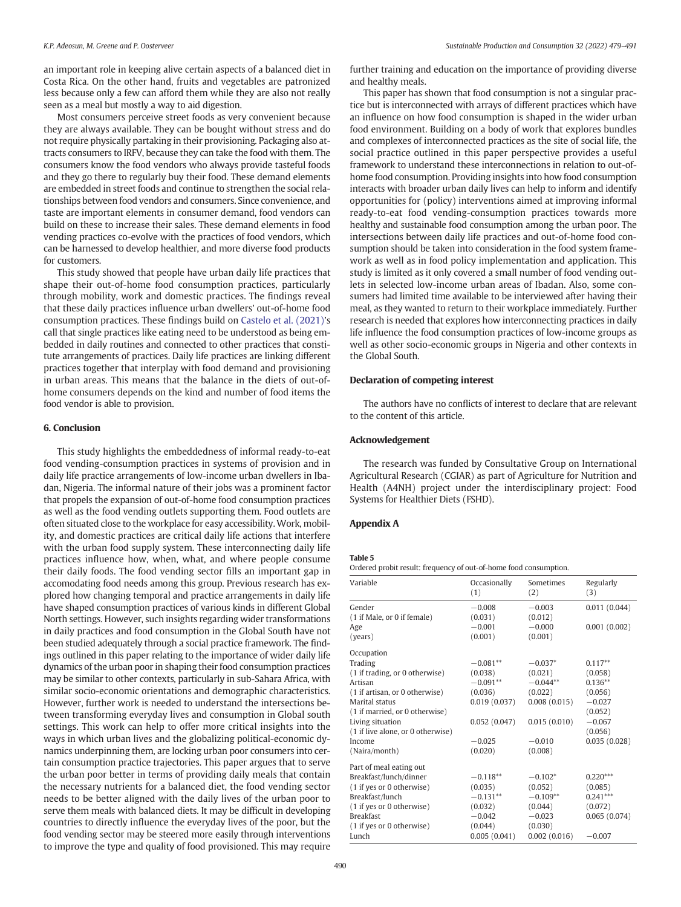an important role in keeping alive certain aspects of a balanced diet in Costa Rica. On the other hand, fruits and vegetables are patronized less because only a few can afford them while they are also not really seen as a meal but mostly a way to aid digestion.

Most consumers perceive street foods as very convenient because they are always available. They can be bought without stress and do not require physically partaking in their provisioning. Packaging also attracts consumers to IRFV, because they can take the food with them. The consumers know the food vendors who always provide tasteful foods and they go there to regularly buy their food. These demand elements are embedded in street foods and continue to strengthen the social relationships between food vendors and consumers. Since convenience, and taste are important elements in consumer demand, food vendors can build on these to increase their sales. These demand elements in food vending practices co-evolve with the practices of food vendors, which can be harnessed to develop healthier, and more diverse food products for customers.

This study showed that people have urban daily life practices that shape their out-of-home food consumption practices, particularly through mobility, work and domestic practices. The findings reveal that these daily practices influence urban dwellers' out-of-home food consumption practices. These findings build on Castelo et al. (2021)'s call that single practices like eating need to be understood as being embedded in daily routines and connected to other practices that constitute arrangements of practices. Daily life practices are linking different practices together that interplay with food demand and provisioning in urban areas. This means that the balance in the diets of out-of-home consumers depends on the kind and number of food items the food vendor is able to provision.

## 6. Conclusion

This study highlights the embeddedness of informal ready-to-eat food vending-consumption practices in systems of provision and in daily life practice arrangements of low-income urban dwellers in Ibadan, Nigeria. The informal nature of their jobs was a prominent factor that propels the expansion of out-of-home food consumption practices as well as the food vending outlets supporting them. Food outlets are often situated close to the workplace for easy accessibility. Work, mobility, and domestic practices are critical daily life actions that interfere with the urban food supply system. These interconnecting daily life practices influence how, when, what, and where people consume their daily foods. The food vending sector fills an important gap in accomodating food needs among this group. Previous research has explored how changing temporal and practice arrangements in daily life have shaped consumption practices of various kinds in different Global North settings. However, such insights regarding wider transformations in daily practices and food consumption in the Global South have not been studied adequately through a social practice framework. The findings outlined in this paper relating to the importance of wider daily life dynamics of the urban poor in shaping their food consumption practices may be similar to other contexts, particularly in sub-Sahara Africa, with similar socio-economic orientations and demographic characteristics. However, further work is needed to understand the intersections between transforming everyday lives and consumption in Global south settings. This work can help to offer more critical insights into the ways in which urban lives and the globalizing political-economic dynamics underpinning them, are locking urban poor consumers into certain consumption practice trajectories. This paper argues that to serve the urban poor better in terms of providing daily meals that contain the necessary nutrients for a balanced diet, the food vending sector needs to be better aligned with the daily lives of the urban poor to serve them meals with balanced diets. It may be difficult in developing countries to directly influence the everyday lives of the poor, but the food vending sector may be steered more easily through interventions to improve the type and quality of food provisioned. This may require further training and education on the importance of providing diverse and healthy meals.

This paper has shown that food consumption is not a singular practice but is interconnected with arrays of different practices which have an influence on how food consumption is shaped in the wider urban food environment. Building on a body of work that explores bundles and complexes of interconnected practices as the site of social life, the social practice outlined in this paper perspective provides a useful framework to understand these interconnections in relation to out-of-home food consumption. Providing insights into how food consumption interacts with broader urban daily lives can help to inform and identify opportunities for (policy) interventions aimed at improving informal ready-to-eat food vending-consumption practices towards more healthy and sustainable food consumption among the urban poor. The intersections between daily life practices and out-of-home food consumption should be taken into consideration in the food system framework as well as in food policy implementation and application. This study is limited as it only covered a small number of food vending outlets in selected low-income urban areas of Ibadan. Also, some consumers had limited time available to be interviewed after having their meal, as they wanted to return to their workplace immediately. Further research is needed that explores how interconnecting practices in daily life influence the food consumption practices of low-income groups as well as other socio-economic groups in Nigeria and other contexts in the Global South.

## Declaration of competing interest

The authors have no conflicts of interest to declare that are relevant to the content of this article.

## Acknowledgement

The research was funded by Consultative Group on International Agricultural Research (CGIAR) as part of Agriculture for Nutrition and Health (A4NH) project under the interdisciplinary project: Food Systems for Healthier Diets (FSHD).

## Appendix A

**Table 5**
Ordered probit result: frequency of out-of-home food consumption.

| Variable | Occasionally (1) | Sometimes (2) | Regularly (3) |
|---|---|---|---|
| Gender | −0.008 | −0.003 | 0.011 (0.044) |
| (1 if Male, or 0 if female) | (0.031) | (0.012) | |
| Age | −0.001 | −0.000 | 0.001 (0.002) |
| (years) | (0.001) | (0.001) | |
| Occupation | | | |
| Trading | −0.081** | −0.037* | 0.117** |
| (1 if trading, or 0 otherwise) | (0.038) | (0.021) | (0.058) |
| Artisan | −0.091** | −0.044** | 0.136** |
| (1 if artisan, or 0 otherwise) | (0.036) | (0.022) | (0.056) |
| Marital status | 0.019 (0.037) | 0.008 (0.015) | −0.027 |
| (1 if married, or 0 otherwise) | | | (0.052) |
| Living situation | 0.052 (0.047) | 0.015 (0.010) | −0.067 |
| (1 if live alone, or 0 otherwise) | | | (0.056) |
| Income | −0.025 | −0.010 | 0.035 (0.028) |
| (Naira/month) | (0.020) | (0.008) | |
| Part of meal eating out | | | |
| Breakfast/lunch/dinner | −0.118** | −0.102* | 0.220*** |
| (1 if yes or 0 otherwise) | (0.035) | (0.052) | (0.085) |
| Breakfast/lunch | −0.131** | −0.109** | 0.241*** |
| (1 if yes or 0 otherwise) | (0.032) | (0.044) | (0.072) |
| Breakfast | −0.042 | −0.023 | 0.065 (0.074) |
| (1 if yes or 0 otherwise) | (0.044) | (0.030) | |
| Lunch | 0.005 (0.041) | 0.002 (0.016) | −0.007 |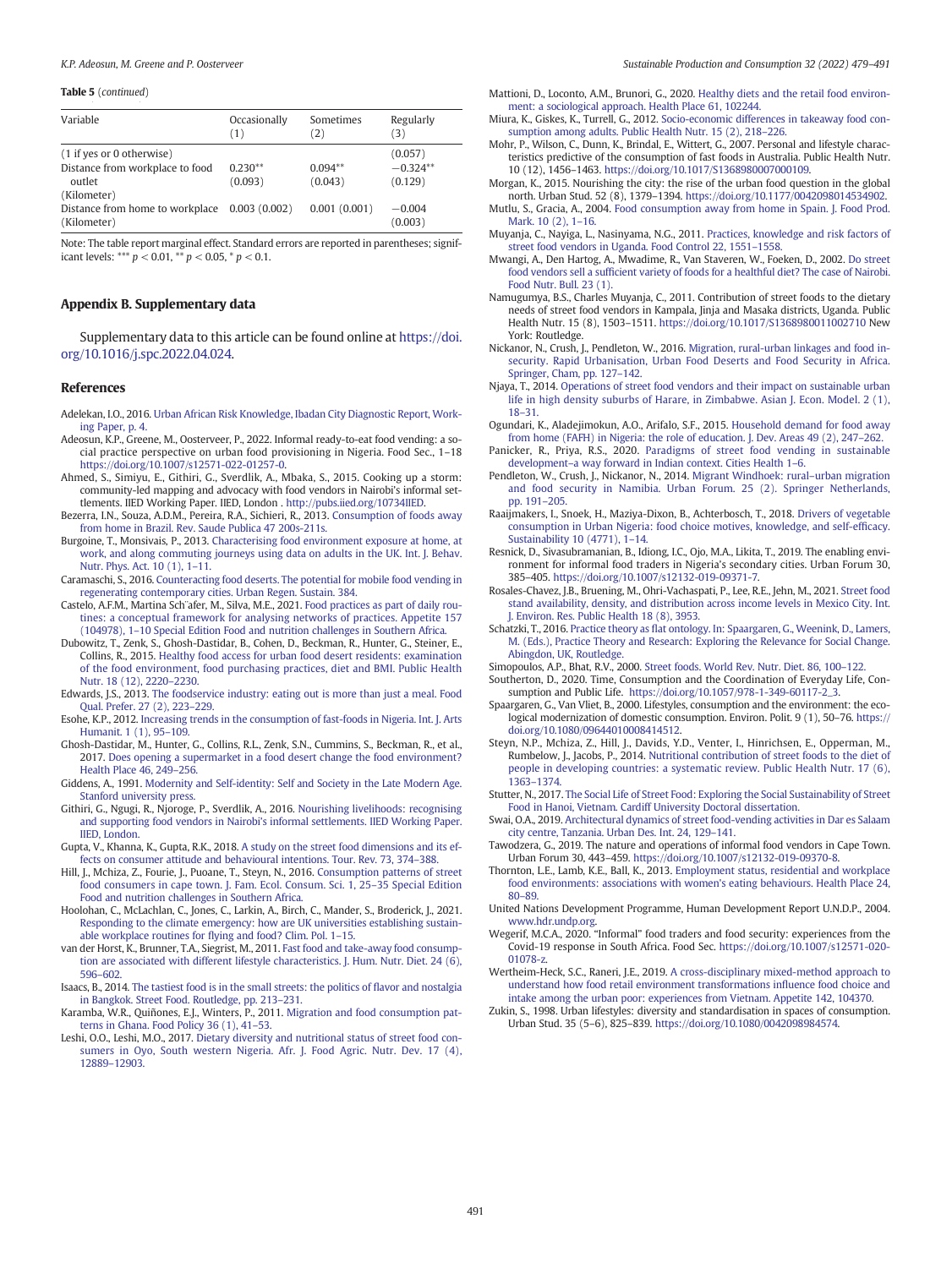**Table 5** (*continued*)

| Variable | Occasionally (1) | Sometimes (2) | Regularly (3) |
|---|---|---|---|
| (1 if yes or 0 otherwise) | | | (0.057) |
| Distance from workplace to food outlet (Kilometer) | 0.230** (0.093) | 0.094** (0.043) | −0.324** (0.129) |
| Distance from home to workplace (Kilometer) | 0.003 (0.002) | 0.001 (0.001) | −0.004 (0.003) |

Note: The table report marginal effect. Standard errors are reported in parentheses; significant levels: *** $p < 0.01$, ** $p < 0.05$, * $p < 0.1$.

## Appendix B. Supplementary data

Supplementary data to this article can be found online at https://doi.org/10.1016/j.spc.2022.04.024.

## References

Adelekan, I.O., 2016. Urban African Risk Knowledge, Ibadan City Diagnostic Report, Working Paper, p. 4.

Adeosun, K.P., Greene, M., Oosterveer, P., 2022. Informal ready-to-eat food vending: a social practice perspective on urban food provisioning in Nigeria. Food Sec., 1–18 https://doi.org/10.1007/s12571-022-01257-0.

Ahmed, S., Simiyu, E., Githiri, G., Sverdlik, A., Mbaka, S., 2015. Cooking up a storm: community-led mapping and advocacy with food vendors in Nairobi's informal settlements. IIED Working Paper. IIED, London . http://pubs.iied.org/10734IIED.

Bezerra, I.N., Souza, A.D.M., Pereira, R.A., Sichieri, R., 2013. Consumption of foods away from home in Brazil. Rev. Saude Publica 47 200s-211s.

Burgoine, T., Monsivais, P., 2013. Characterising food environment exposure at home, at work, and along commuting journeys using data on adults in the UK. Int. J. Behav. Nutr. Phys. Act. 10 (1), 1–11.

Caramaschi, S., 2016. Counteracting food deserts. The potential for mobile food vending in regenerating contemporary cities. Urban Regen. Sustain. 384.

Castelo, A.F.M, Martina Sch¨afer, M., Silva, M.E., 2021. Food practices as part of daily routines: a conceptual framework for analysing networks of practices. Appetite 157 (104978), 1–10 Special Edition Food and nutrition challenges in Southern Africa.

Dubowitz, T., Zenk, S., Ghosh-Dastidar, B., Cohen, D., Beckman, R., Hunter, G., Steiner, E., Collins, R., 2015. Healthy food access for urban food desert residents: examination of the food environment, food purchasing practices, diet and BMI. Public Health Nutr. 18 (12), 2220–2230.

Edwards, J.S., 2013. The foodservice industry: eating out is more than just a meal. Food Qual. Prefer. 27 (2), 223–229.

Esohe, K.P., 2012. Increasing trends in the consumption of fast-foods in Nigeria. Int. J. Arts Humanit. 1 (1), 95–109.

Ghosh-Dastidar, M., Hunter, G., Collins, R.L., Zenk, S.N., Cummins, S., Beckman, R., et al., 2017. Does opening a supermarket in a food desert change the food environment? Health Place 46, 249–256.

Giddens, A., 1991. Modernity and Self-identity: Self and Society in the Late Modern Age. Stanford university press.

Githiri, G., Ngugi, R., Njoroge, P., Sverdlik, A., 2016. Nourishing livelihoods: recognising and supporting food vendors in Nairobi's informal settlements. IIED Working Paper. IIED, London.

Gupta, V., Khanna, K., Gupta, R.K., 2018. A study on the street food dimensions and its effects on consumer attitude and behavioural intentions. Tour. Rev. 73, 374–388.

Hill, J., Mchiza, Z., Fourie, J., Puoane, T., Steyn, N., 2016. Consumption patterns of street food consumers in cape town. J. Fam. Ecol. Consum. Sci. 1, 25–35 Special Edition Food and nutrition challenges in Southern Africa.

Hoolohan, C., McLachlan, C., Jones, C., Larkin, A., Birch, C., Mander, S., Broderick, J., 2021. Responding to the climate emergency: how are UK universities establishing sustainable workplace routines for flying and food? Clim. Pol. 1–15.

van der Horst, K., Brunner, T.A., Siegrist, M., 2011. Fast food and take-away food consumption are associated with different lifestyle characteristics. J. Hum. Nutr. Diet. 24 (6), 596–602.

Isaacs, B., 2014. The tastiest food is in the small streets: the politics of flavor and nostalgia in Bangkok. Street Food. Routledge, pp. 213–231.

Karamba, W.R., Quiñones, E.J., Winters, P., 2011. Migration and food consumption patterns in Ghana. Food Policy 36 (1), 41–53.

Leshi, O.O., Leshi, M.O., 2017. Dietary diversity and nutritional status of street food consumers in Oyo, South western Nigeria. Afr. J. Food Agric. Nutr. Dev. 17 (4), 12889–12903.

Mattioni, D., Loconto, A.M., Brunori, G., 2020. Healthy diets and the retail food environment: a sociological approach. Health Place 61, 102244.

Miura, K., Giskes, K., Turrell, G., 2012. Socio-economic differences in takeaway food consumption among adults. Public Health Nutr. 15 (2), 218–226.

Mohr, P., Wilson, C., Dunn, K., Brindal, E., Wittert, G., 2007. Personal and lifestyle characteristics predictive of the consumption of fast foods in Australia. Public Health Nutr. 10 (12), 1456–1463. https://doi.org/10.1017/S1368980007000109.

Morgan, K., 2015. Nourishing the city: the rise of the urban food question in the global north. Urban Stud. 52 (8), 1379–1394. https://doi.org/10.1177/0042098014534902.

Mutlu, S., Gracia, A., 2004. Food consumption away from home in Spain. J. Food Prod. Mark. 10 (2), 1–16.

Muyanja, C., Nayiga, L., Nasinyama, N.G., 2011. Practices, knowledge and risk factors of street food vendors in Uganda. Food Control 22, 1551–1558.

Mwangi, A., Den Hartog, A., Mwadime, R., Van Staveren, W., Foeken, D., 2002. Do street food vendors sell a sufficient variety of foods for a healthful diet? The case of Nairobi. Food Nutr. Bull. 23 (1).

Namugumya, B.S., Charles Muyanja, C., 2011. Contribution of street foods to the dietary needs of street food vendors in Kampala, Jinja and Masaka districts, Uganda. Public Health Nutr. 15 (8), 1503–1511. https://doi.org/10.1017/S1368980011002710 New York: Routledge.

Nickanor, N., Crush, J., Pendleton, W., 2016. Migration, rural-urban linkages and food insecurity. Rapid Urbanisation, Urban Food Deserts and Food Security in Africa. Springer, Cham, pp. 127–142.

Njaya, T., 2014. Operations of street food vendors and their impact on sustainable urban life in high density suburbs of Harare, in Zimbabwe. Asian J. Econ. Model. 2 (1), 18–31.

Ogundari, K., Aladejimokun, A.O., Arifalo, S.F., 2015. Household demand for food away from home (FAFH) in Nigeria: the role of education. J. Dev. Areas 49 (2), 247–262.

Panicker, R., Priya, R.S., 2020. Paradigms of street food vending in sustainable development–a way forward in Indian context. Cities Health 1–6.

Pendleton, W., Crush, J., Nickanor, N., 2014. Migrant Windhoek: rural–urban migration and food security in Namibia. Urban Forum. 25 (2). Springer Netherlands, pp. 191–205.

Raaijmakers, I., Snoek, H., Maziya-Dixon, B., Achterbosch, T., 2018. Drivers of vegetable consumption in Urban Nigeria: food choice motives, knowledge, and self-efficacy. Sustainability 10 (4771), 1–14.

Resnick, D., Sivasubramanian, B., Idiong, I.C., Ojo, M.A., Likita, T., 2019. The enabling environment for informal food traders in Nigeria's secondary cities. Urban Forum 30, 385–405. https://doi.org/10.1007/s12132-019-09371-7.

Rosales-Chavez, J.B., Bruening, M., Ohri-Vachaspati, P., Lee, R.E., Jehn, M., 2021. Street food stand availability, density, and distribution across income levels in Mexico City. Int. J. Environ. Res. Public Health 18 (8), 3953.

Schatzki, T., 2016. Practice theory as flat ontology. In: Spaargaren, G., Weenink, D., Lamers, M. (Eds.), Practice Theory and Research: Exploring the Relevance for Social Change. Abingdon, UK, Routledge.

Simopoulos, A.P., Bhat, R.V., 2000. Street foods. World Rev. Nutr. Diet. 86, 100–122.

Southerton, D., 2020. Time, Consumption and the Coordination of Everyday Life, Consumption and Public Life. https://doi.org/10.1057/978-1-349-60117-2_3.

Spaargaren, G., Van Vliet, B., 2000. Lifestyles, consumption and the environment: the ecological modernization of domestic consumption. Environ. Polit. 9 (1), 50–76. https://doi.org/10.1080/09644010008414512.

Steyn, N.P., Mchiza, Z., Hill, J., Davids, Y.D., Venter, I., Hinrichsen, E., Opperman, M., Rumbelow, J., Jacobs, P., 2014. Nutritional contribution of street foods to the diet of people in developing countries: a systematic review. Public Health Nutr. 17 (6), 1363–1374.

Stutter, N., 2017. The Social Life of Street Food: Exploring the Social Sustainability of Street Food in Hanoi, Vietnam. Cardiff University Doctoral dissertation.

Swai, O.A., 2019. Architectural dynamics of street food-vending activities in Dar es Salaam city centre, Tanzania. Urban Des. Int. 24, 129–141.

Tawodzera, G., 2019. The nature and operations of informal food vendors in Cape Town. Urban Forum 30, 443–459. https://doi.org/10.1007/s12132-019-09370-8.

Thornton, L.E., Lamb, K.E., Ball, K., 2013. Employment status, residential and workplace food environments: associations with women's eating behaviours. Health Place 24, 80–89.

United Nations Development Programme, Human Development Report U.N.D.P., 2004. www.hdr.undp.org.

Wegerif, M.C.A., 2020. "Informal" food traders and food security: experiences from the Covid-19 response in South Africa. Food Sec. https://doi.org/10.1007/s12571-020-01078-z.

Wertheim-Heck, S.C., Raneri, J.E., 2019. A cross-disciplinary mixed-method approach to understand how food retail environment transformations influence food choice and intake among the urban poor: experiences from Vietnam. Appetite 142, 104370.

Zukin, S., 1998. Urban lifestyles: diversity and standardisation in spaces of consumption. Urban Stud. 35 (5–6), 825–839. https://doi.org/10.1080/0042098984574.